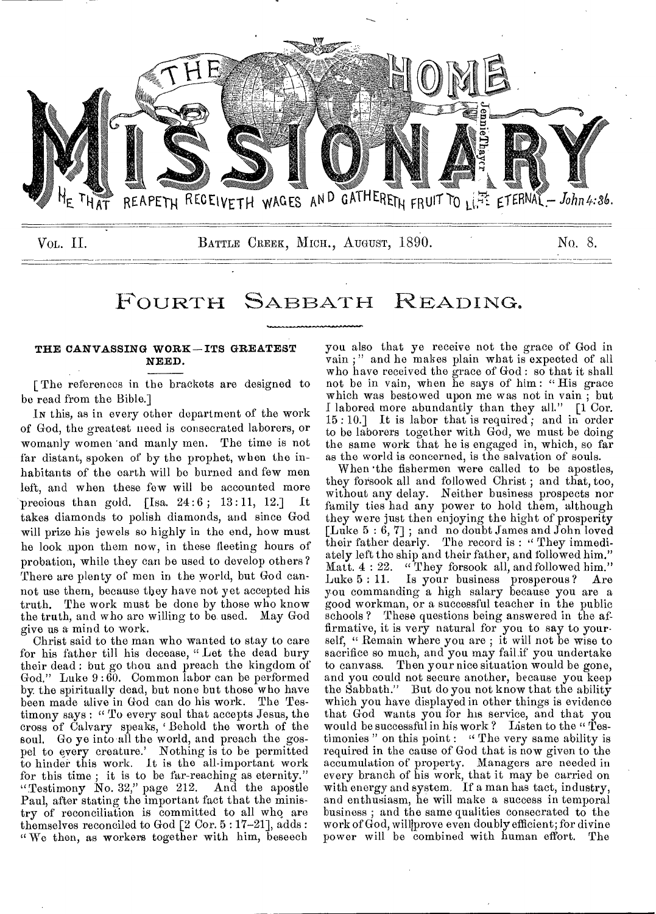# THE HOME MISSIONARY

HE THAT REAPETH RECEIVETH WAGES AND GATHERETH FRUIT TO LIFE ETERNAL.—John 4:36.

VOL. II. BATTLE CREEK, MICH., AUGUST, 1890. No. 8.

## FOURTH SABBATH READING.

### THE CANVASSING WORK—ITS GREATEST NEED.

[The references in the brackets are designed to be read from the Bible.]

IN this, as in every other department of the work of God, the greatest need is consecrated laborers, or womanly women and manly men. The time is not far distant, spoken of by the prophet, when the inhabitants of the earth will be burned and few men left, and when these few will be accounted more precious than gold. [Isa. 24:6; 13:11, 12.] It takes diamonds to polish diamonds, and since God will prize his jewels so highly in the end, how must he look upon them now, in these fleeting hours of probation, while they can be used to develop others? There are plenty of men in the world, but God cannot use them, because they have not yet accepted his truth. The work must be done by those who know the truth, and who are willing to be used. May God give us a mind to work.

Christ said to the man who wanted to stay to care for his father till his decease, "Let the dead bury their dead: but go thou and preach the kingdom of God." Luke 9:60. Common labor can be performed by the spiritually dead, but none but those who have been made alive in God can do his work. The Testimony says: "To every soul that accepts Jesus, the cross of Calvary speaks, 'Behold the worth of the soul. Go ye into all the world, and preach the gospel to every creature.' Nothing is to be permitted to hinder this work. It is the all-important work for this time; it is to be far-reaching as eternity." "Testimony No. 32," page 212. And the apostle Paul, after stating the important fact that the ministry of reconciliation is committed to all who are themselves reconciled to God [2 Cor. 5:17–21], adds: "We then, as workers together with him, beseech you also that ye receive not the grace of God in vain;" and he makes plain what is expected of all who have received the grace of God: so that it shall not be in vain, when he says of him: "His grace which was bestowed upon me was not in vain; but I labored more abundantly than they all." [1 Cor. 15:10.] It is labor that is required; and in order to be laborers together with God, we must be doing the same work that he is engaged in, which, so far as the world is concerned, is the salvation of souls.

When the fishermen were called to be apostles, they forsook all and followed Christ; and that, too, without any delay. Neither business prospects nor family ties had any power to hold them, although they were just then enjoying the hight of prosperity [Luke 5:6, 7]; and no doubt James and John loved their father dearly. The record is: "They immediately left the ship and their father, and followed him." Matt. 4:22. "They forsook all, and followed him." Luke 5:11. Is your business prosperous? Are you commanding a high salary because you are a good workman, or a successful teacher in the public schools? These questions being answered in the affirmative, it is very natural for you to say to yourself, "Remain where you are; it will not be wise to sacrifice so much, and you may fail if you undertake to canvass. Then your nice situation would be gone, and you could not secure another, because you keep the Sabbath." But do you not know that the ability which you have displayed in other things is evidence that God wants you for his service, and that you would be successful in his work? Listen to the "Testimonies" on this point: "The very same ability is required in the cause of God that is now given to the accumulation of property. Managers are needed in every branch of his work, that it may be carried on with energy and system. If a man has tact, industry, and enthusiasm, he will make a success in temporal business; and the same qualities consecrated to the work of God, will prove even doubly efficient; for divine power will be combined with human effort. The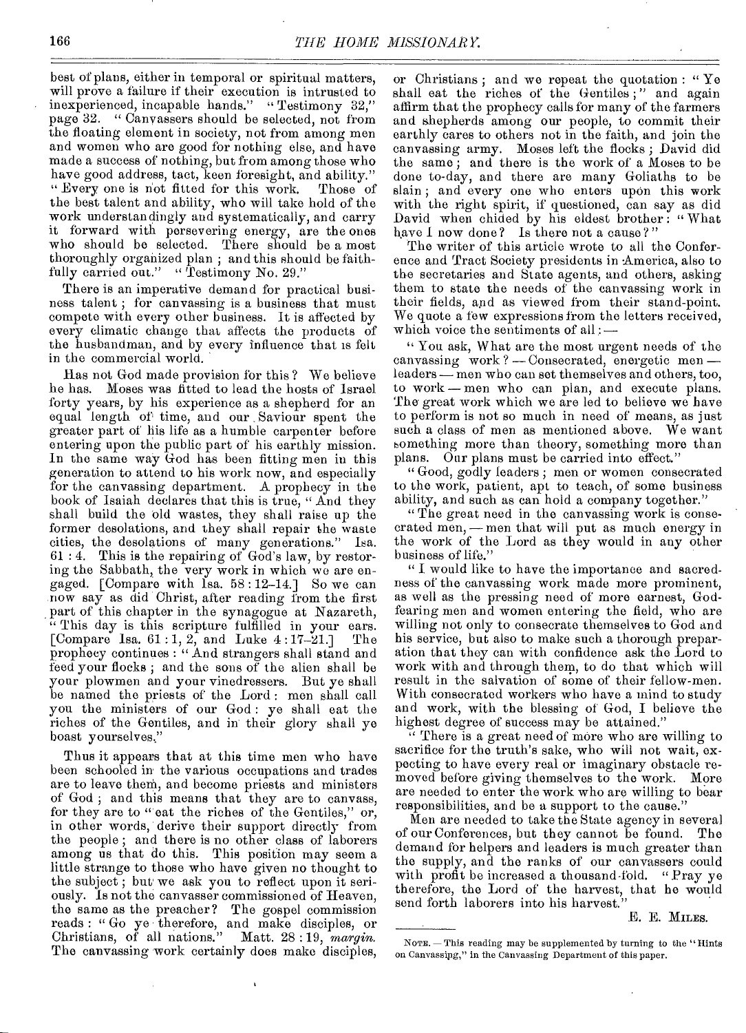best of plans, either in temporal or spiritual matters, will prove a failure if their execution is intrusted to inexperienced, incapable hands." "Testimony 32," page 32. "Canvassers should be selected, not from the floating element in society, not from among men and women who are good for nothing else, and have made a success of nothing, but from among those who have good address, tact, keen foresight, and ability." "Every one is not fitted for this work. Those of the best talent and ability, who will take hold of the work understandingly and systematically, and carry it forward with persevering energy, are the ones who should be selected. There should be a most thoroughly organized plan ; and this should be faithfully carried out." "Testimony No. 29."

There is an imperative demand for practical business talent ; for canvassing is a business that must compete with every other business. It is affected by every climatic change that affects the products of the husbandman, and by every influence that is felt in the commercial world.

Has not God made provision for this ? We believe he has. Moses was fitted to lead the hosts of Israel forty years, by his experience as a shepherd for an equal length of time, and our Saviour spent the greater part of his life as a humble carpenter before entering upon the public part of his earthly mission. In the same way God has been fitting men in this generation to attend to his work now, and especially for the canvassing department. A prophecy in the book of Isaiah declares that this is true, "And they shall build the old wastes, they shall raise up the former desolations, and they shall repair the waste cities, the desolations of many generations." Isa. 61 : 4. This is the repairing of God's law, by restoring the Sabbath, the very work in which we are engaged. [Compare with Isa. 58 : 12-14.] So we can now say as did Christ, after reading from the first part of this chapter in the synagogue at Nazareth, "This day is this scripture fulfilled in your ears. [Compare Isa. 61 : 1, 2, and Luke 4 : 17-21.] The prophecy continues : "And strangers shall stand and feed your flocks ; and the sons of the alien shall be your plowmen and your vinedressers. But ye shall be named the priests of the Lord : men shall call you the ministers of our God : ye shall eat the riches of the Gentiles, and in their glory shall ye boast yourselves."

Thus it appears that at this time men who have been schooled in the various occupations and trades are to leave them, and become priests and ministers of God ; and this means that they are to canvass, for they are to "eat the riches of the Gentiles," or, in other words, derive their support directly from the people ; and there is no other class of laborers among us that do this. This position may seem a little strange to those who have given no thought to the subject ; but we ask you to reflect upon it seriously. Is not the canvasser commissioned of Heaven, the same as the preacher? The gospel commission reads : "Go ye therefore, and make disciples, or Christians, of all nations." Matt. 28 : 19, *margin*. The canvassing work certainly does make disciples, or Christians ; and we repeat the quotation : "Ye shall eat the riches of the Gentiles ;" and again affirm that the prophecy calls for many of the farmers and shepherds among our people, to commit their earthly cares to others not in the faith, and join the canvassing army. Moses left the flocks ; David did the same ; and there is the work of a Moses to be done to-day, and there are many Goliaths to be slain ; and every one who enters upon this work with the right spirit, if questioned, can say as did David when chided by his eldest brother : "What have I now done? Is there not a cause ?"

The writer of this article wrote to all the Conference and Tract Society presidents in America, also to the secretaries and State agents, and others, asking them to state the needs of the canvassing work in their fields, and as viewed from their stand-point. We quote a few expressions from the letters received, which voice the sentiments of all : —

"You ask, What are the most urgent needs of the canvassing work ? — Consecrated, energetic men — leaders — men who can set themselves and others, too, to work — men who can plan, and execute plans. The great work which we are led to believe we have to perform is not so much in need of means, as just such a class of men as mentioned above. We want something more than theory, something more than plans. Our plans must be carried into effect."

"Good, godly leaders ; men or women consecrated to the work, patient, apt to teach, of some business ability, and such as can hold a company together."

"The great need in the canvassing work is consecrated men, — men that will put as much energy in the work of the Lord as they would in any other business of life."

"I would like to have the importance and sacredness of the canvassing work made more prominent, as well as the pressing need of more earnest, God-fearing men and women entering the field, who are willing not only to consecrate themselves to God and his service, but also to make such a thorough preparation that they can with confidence ask the Lord to work with and through them, to do that which will result in the salvation of some of their fellow-men. With consecrated workers who have a mind to study and work, with the blessing of God, I believe the highest degree of success may be attained."

"There is a great need of more who are willing to sacrifice for the truth's sake, who will not wait, expecting to have every real or imaginary obstacle removed before giving themselves to the work. More are needed to enter the work who are willing to bear responsibilities, and be a support to the cause."

Men are needed to take the State agency in several of our Conferences, but they cannot be found. The demand for helpers and leaders is much greater than the supply, and the ranks of our canvassers could with profit be increased a thousand-fold. "Pray ye therefore, the Lord of the harvest, that he would send forth laborers into his harvest."

E. E. Miles.

---

Note. — This reading may be supplemented by turning to the "Hints on Canvassing," in the Canvassing Department of this paper.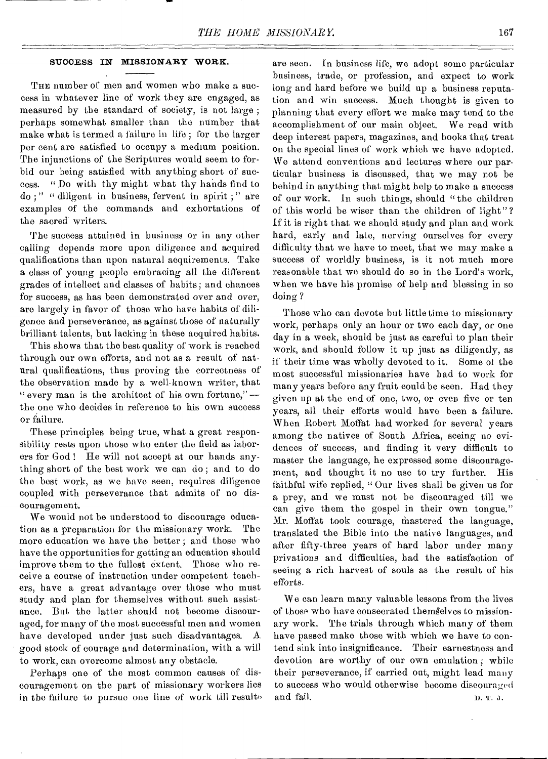## SUCCESS IN MISSIONARY WORK.

THE number of men and women who make a success in whatever line of work they are engaged, as measured by the standard of society, is not large; perhaps somewhat smaller than the number that make what is termed a failure in life; for the larger per cent are satisfied to occupy a medium position. The injunctions of the Scriptures would seem to forbid our being satisfied with anything short of success. "Do with thy might what thy hands find to do;" "diligent in business, fervent in spirit;" are examples of the commands and exhortations of the sacred writers.

The success attained in business or in any other calling depends more upon diligence and acquired qualifications than upon natural acquirements. Take a class of young people embracing all the different grades of intellect and classes of habits; and chances for success, as has been demonstrated over and over, are largely in favor of those who have habits of diligence and perseverance, as against those of naturally brilliant talents, but lacking in these acquired habits.

This shows that the best quality of work is reached through our own efforts, and not as a result of natural qualifications, thus proving the correctness of the observation made by a well-known writer, that "every man is the architect of his own fortune,"— the one who decides in reference to his own success or failure.

These principles being true, what a great responsibility rests upon those who enter the field as laborers for God! He will not accept at our hands anything short of the best work we can do; and to do the best work, as we have seen, requires diligence coupled with perseverance that admits of no discouragement.

We would not be understood to discourage education as a preparation for the missionary work. The more education we have the better; and those who have the opportunities for getting an education should improve them to the fullest extent. Those who receive a course of instruction under competent teachers, have a great advantage over those who must study and plan for themselves without such assistance. But the latter should not become discouraged, for many of the most successful men and women have developed under just such disadvantages. A good stock of courage and determination, with a will to work, can overcome almost any obstacle.

Perhaps one of the most common causes of discouragement on the part of missionary workers lies in the failure to pursue one line of work till results are seen. In business life, we adopt some particular business, trade, or profession, and expect to work long and hard before we build up a business reputation and win success. Much thought is given to planning that every effort we make may tend to the accomplishment of our main object. We read with deep interest papers, magazines, and books that treat on the special lines of work which we have adopted. We attend conventions and lectures where our particular business is discussed, that we may not be behind in anything that might help to make a success of our work. In such things, should "the children of this world be wiser than the children of light"? If it is right that we should study and plan and work hard, early and late, nerving ourselves for every difficulty that we have to meet, that we may make a success of worldly business, is it not much more reasonable that we should do so in the Lord's work, when we have his promise of help and blessing in so doing?

Those who can devote but little time to missionary work, perhaps only an hour or two each day, or one day in a week, should be just as careful to plan their work, and should follow it up just as diligently, as if their time was wholly devoted to it. Some of the most successful missionaries have had to work for many years before any fruit could be seen. Had they given up at the end of one, two, or even five or ten years, all their efforts would have been a failure. When Robert Moffat had worked for several years among the natives of South Africa, seeing no evidences of success, and finding it very difficult to master the language, he expressed some discouragement, and thought it no use to try further. His faithful wife replied, "Our lives shall be given us for a prey, and we must not be discouraged till we can give them the gospel in their own tongue." Mr. Moffat took courage, mastered the language, translated the Bible into the native languages, and after fifty-three years of hard labor under many privations and difficulties, had the satisfaction of seeing a rich harvest of souls as the result of his efforts.

We can learn many valuable lessons from the lives of those who have consecrated themselves to missionary work. The trials through which many of them have passed make those with which we have to contend sink into insignificance. Their earnestness and devotion are worthy of our own emulation; while their perseverance, if carried out, might lead many to success who would otherwise become discouraged and fail.

D. T. J.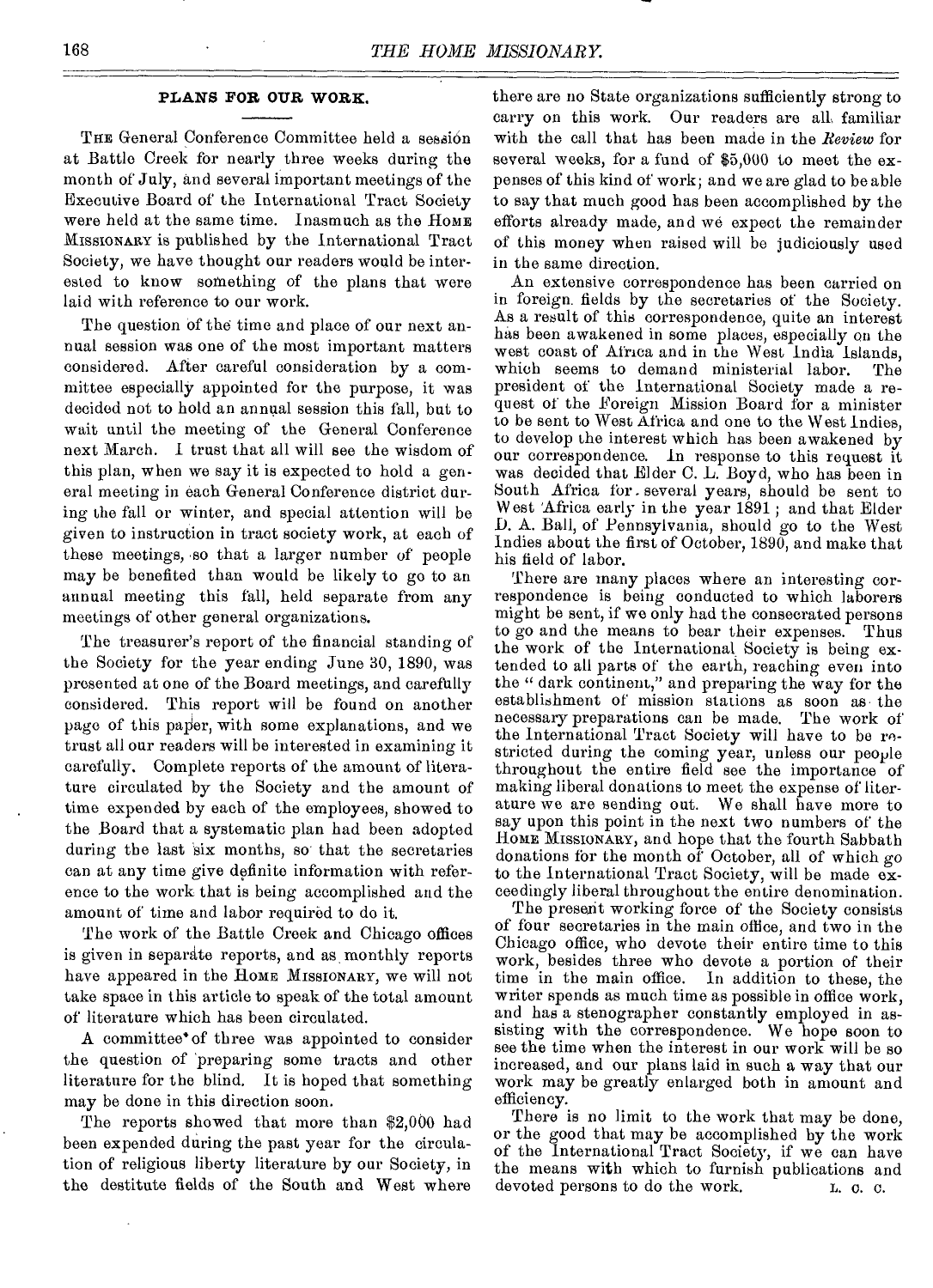## PLANS FOR OUR WORK.

THE General Conference Committee held a session at Battle Creek for nearly three weeks during the month of July, and several important meetings of the Executive Board of the International Tract Society were held at the same time. Inasmuch as the HOME MISSIONARY is published by the International Tract Society, we have thought our readers would be interested to know something of the plans that were laid with reference to our work.

The question of the time and place of our next annual session was one of the most important matters considered. After careful consideration by a committee especially appointed for the purpose, it was decided not to hold an annual session this fall, but to wait until the meeting of the General Conference next March. I trust that all will see the wisdom of this plan, when we say it is expected to hold a general meeting in each General Conference district during the fall or winter, and special attention will be given to instruction in tract society work, at each of these meetings, so that a larger number of people may be benefited than would be likely to go to an annual meeting this fall, held separate from any meetings of other general organizations.

The treasurer's report of the financial standing of the Society for the year ending June 30, 1890, was presented at one of the Board meetings, and carefully considered. This report will be found on another page of this paper, with some explanations, and we trust all our readers will be interested in examining it carefully. Complete reports of the amount of literature circulated by the Society and the amount of time expended by each of the employees, showed to the Board that a systematic plan had been adopted during the last six months, so that the secretaries can at any time give definite information with reference to the work that is being accomplished and the amount of time and labor required to do it.

The work of the Battle Creek and Chicago offices is given in separate reports, and as monthly reports have appeared in the HOME MISSIONARY, we will not take space in this article to speak of the total amount of literature which has been circulated.

A committee* of three was appointed to consider the question of preparing some tracts and other literature for the blind. It is hoped that something may be done in this direction soon.

The reports showed that more than $2,000 had been expended during the past year for the circulation of religious liberty literature by our Society, in the destitute fields of the South and West where there are no State organizations sufficiently strong to carry on this work. Our readers are all familiar with the call that has been made in the *Review* for several weeks, for a fund of $5,000 to meet the expenses of this kind of work; and we are glad to be able to say that much good has been accomplished by the efforts already made, and we expect the remainder of this money when raised will be judiciously used in the same direction.

An extensive correspondence has been carried on in foreign fields by the secretaries of the Society. As a result of this correspondence, quite an interest has been awakened in some places, especially on the west coast of Africa and in the West India Islands, which seems to demand ministerial labor. The president of the International Society made a request of the Foreign Mission Board for a minister to be sent to West Africa and one to the West Indies, to develop the interest which has been awakened by our correspondence. In response to this request it was decided that Elder C. L. Boyd, who has been in South Africa for several years, should be sent to West Africa early in the year 1891; and that Elder D. A. Ball, of Pennsylvania, should go to the West Indies about the first of October, 1890, and make that his field of labor.

There are many places where an interesting correspondence is being conducted to which laborers might be sent, if we only had the consecrated persons to go and the means to bear their expenses. Thus the work of the International Society is being extended to all parts of the earth, reaching even into the "dark continent," and preparing the way for the establishment of mission stations as soon as the necessary preparations can be made. The work of the International Tract Society will have to be restricted during the coming year, unless our people throughout the entire field see the importance of making liberal donations to meet the expense of literature we are sending out. We shall have more to say upon this point in the next two numbers of the HOME MISSIONARY, and hope that the fourth Sabbath donations for the month of October, all of which go to the International Tract Society, will be made exceedingly liberal throughout the entire denomination.

The present working force of the Society consists of four secretaries in the main office, and two in the Chicago office, who devote their entire time to this work, besides three who devote a portion of their time in the main office. In addition to these, the writer spends as much time as possible in office work, and has a stenographer constantly employed in assisting with the correspondence. We hope soon to see the time when the interest in our work will be so increased, and our plans laid in such a way that our work may be greatly enlarged both in amount and efficiency.

There is no limit to the work that may be done, or the good that may be accomplished by the work of the International Tract Society, if we can have the means with which to furnish publications and devoted persons to do the work.

L. C. C.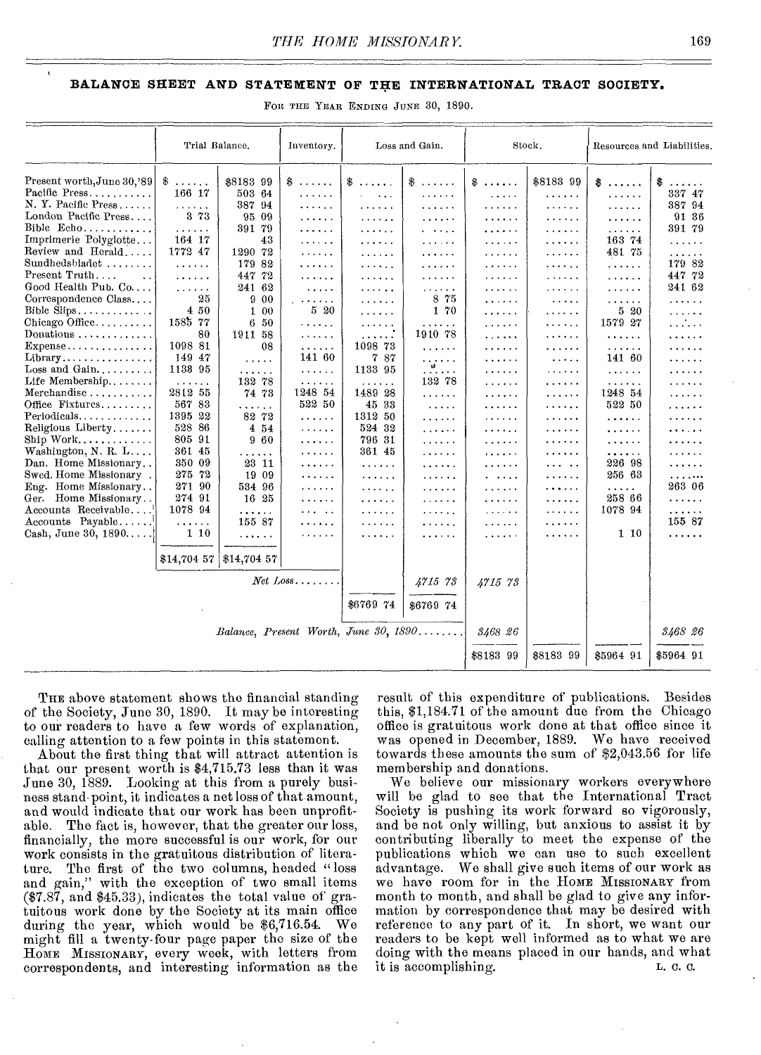## BALANCE SHEET AND STATEMENT OF THE INTERNATIONAL TRACT SOCIETY.

For the Year Ending June 30, 1890.

| | Trial Balance. | | Inventory. | Loss and Gain. | | Stock. | | Resources and Liabilities. | |
|---|---|---|---|---|---|---|---|---|---|
| Present worth, June 30, '89 | $ ...... | $8183 99 | $ ...... | $ ...... | $ ...... | $ ...... | $8183 99 | $ ...... | $ ...... |
| Pacific Press | 166 17 | 503 64 | ...... | ...... | ...... | ...... | ...... | ...... | 337 47 |
| N. Y. Pacific Press | ...... | 387 94 | ...... | ...... | ...... | ...... | ...... | ...... | 387 94 |
| London Pacific Press | 3 73 | 95 09 | ...... | ...... | ...... | ...... | ...... | ...... | 91 36 |
| Bible Echo | ...... | 391 79 | ...... | ...... | ...... | ...... | ...... | ...... | 391 79 |
| Imprimerie Polyglotte | 164 17 | 43 | ...... | ...... | ...... | ...... | ...... | 163 74 | ...... |
| Review and Herald | 1772 47 | 1290 72 | ...... | ...... | ...... | ...... | ...... | 481 75 | ...... |
| Sundhedsbladet | ...... | 179 82 | ...... | ...... | ...... | ...... | ...... | ...... | 179 82 |
| Present Truth | ...... | 447 72 | ...... | ...... | ...... | ...... | ...... | ...... | 447 72 |
| Good Health Pub. Co. | ...... | 241 62 | ...... | ...... | ...... | ...... | ...... | ...... | 241 62 |
| Correspondence Class | 25 | 9 00 | ...... | ...... | 8 75 | ...... | ...... | ...... | ...... |
| Bible Slips | 4 50 | 1 00 | 5 20 | ...... | 1 70 | ...... | ...... | 5 20 | ...... |
| Chicago Office | 1585 77 | 6 50 | ...... | ...... | ...... | ...... | ...... | 1579 27 | ...... |
| Donations | 80 | 1911 58 | ...... | ...... | 1910 78 | ...... | ...... | ...... | ...... |
| Expense | 1098 81 | 08 | ...... | 1098 73 | ...... | ...... | ...... | ...... | ...... |
| Library | 149 47 | ...... | 141 60 | 7 87 | ...... | ...... | ...... | 141 60 | ...... |
| Loss and Gain | 1138 95 | ...... | ...... | 1133 95 | ...... | ...... | ...... | ...... | ...... |
| Life Membership | ...... | 132 78 | ...... | ...... | 132 78 | ...... | ...... | ...... | ...... |
| Merchandise | 2812 55 | 74 73 | 1248 54 | 1489 28 | ...... | ...... | ...... | 1248 54 | ...... |
| Office Fixtures | 567 83 | ...... | 522 50 | 45 33 | ...... | ...... | ...... | 522 50 | ...... |
| Periodicals | 1395 22 | 82 72 | ...... | 1312 50 | ...... | ...... | ...... | ...... | ...... |
| Religious Liberty | 528 86 | 4 54 | ...... | 524 32 | ...... | ...... | ...... | ...... | ...... |
| Ship Work | 805 91 | 9 60 | ...... | 796 31 | ...... | ...... | ...... | ...... | ...... |
| Washington, N. R. L. | 361 45 | ...... | ...... | 361 45 | ...... | ...... | ...... | ...... | ...... |
| Dan. Home Missionary | 350 09 | 23 11 | ...... | ...... | ...... | ...... | ...... | 226 98 | ...... |
| Swed. Home Missionary | 275 72 | 19 09 | ...... | ...... | ...... | ...... | ...... | 256 63 | ...... |
| Eng. Home Missionary | 271 90 | 534 96 | ...... | ...... | ...... | ...... | ...... | ...... | 263 06 |
| Ger. Home Missionary | 274 91 | 16 25 | ...... | ...... | ...... | ...... | ...... | 258 66 | ...... |
| Accounts Receivable | 1078 94 | ...... | ...... | ...... | ...... | ...... | ...... | 1078 94 | ...... |
| Accounts Payable | ...... | 155 87 | ...... | ...... | ...... | ...... | ...... | ...... | 155 87 |
| Cash, June 30, 1890 | 1 10 | ...... | ...... | ...... | ...... | ...... | ...... | 1 10 | ...... |
| | $14,704 57 | $14,704 57 | | | | | | | |
| *Net Loss* | | | | | *4715 73* | *4715 73* | | | |
| | | | | $6769 74 | $6769 74 | | | | |
| *Balance, Present Worth, June 30, 1890* | | | | | | *3468 26* | | | *3468 26* |
| | | | | | | $8183 99 | $8183 99 | $5964 91 | $5964 91 |

The above statement shows the financial standing of the Society, June 30, 1890. It may be interesting to our readers to have a few words of explanation, calling attention to a few points in this statement.

About the first thing that will attract attention is that our present worth is $4,715.73 less than it was June 30, 1889. Looking at this from a purely business stand-point, it indicates a net loss of that amount, and would indicate that our work has been unprofitable. The fact is, however, that the greater our loss, financially, the more successful is our work, for our work consists in the gratuitous distribution of literature. The first of the two columns, headed "loss and gain," with the exception of two small items ($7.87, and $45.33), indicates the total value of gratuitous work done by the Society at its main office during the year, which would be $6,716.54. We might fill a twenty-four page paper the size of the Home Missionary, every week, with letters from correspondents, and interesting information as the result of this expenditure of publications. Besides this, $1,184.71 of the amount due from the Chicago office is gratuitous work done at that office since it was opened in December, 1889. We have received towards these amounts the sum of $2,043.56 for life membership and donations.

We believe our missionary workers everywhere will be glad to see that the International Tract Society is pushing its work forward so vigorously, and be not only willing, but anxious to assist it by contributing liberally to meet the expense of the publications which we can use to such excellent advantage. We shall give such items of our work as we have room for in the Home Missionary from month to month, and shall be glad to give any information by correspondence that may be desired with reference to any part of it. In short, we want our readers to be kept well informed as to what we are doing with the means placed in our hands, and what it is accomplishing.

L. C. C.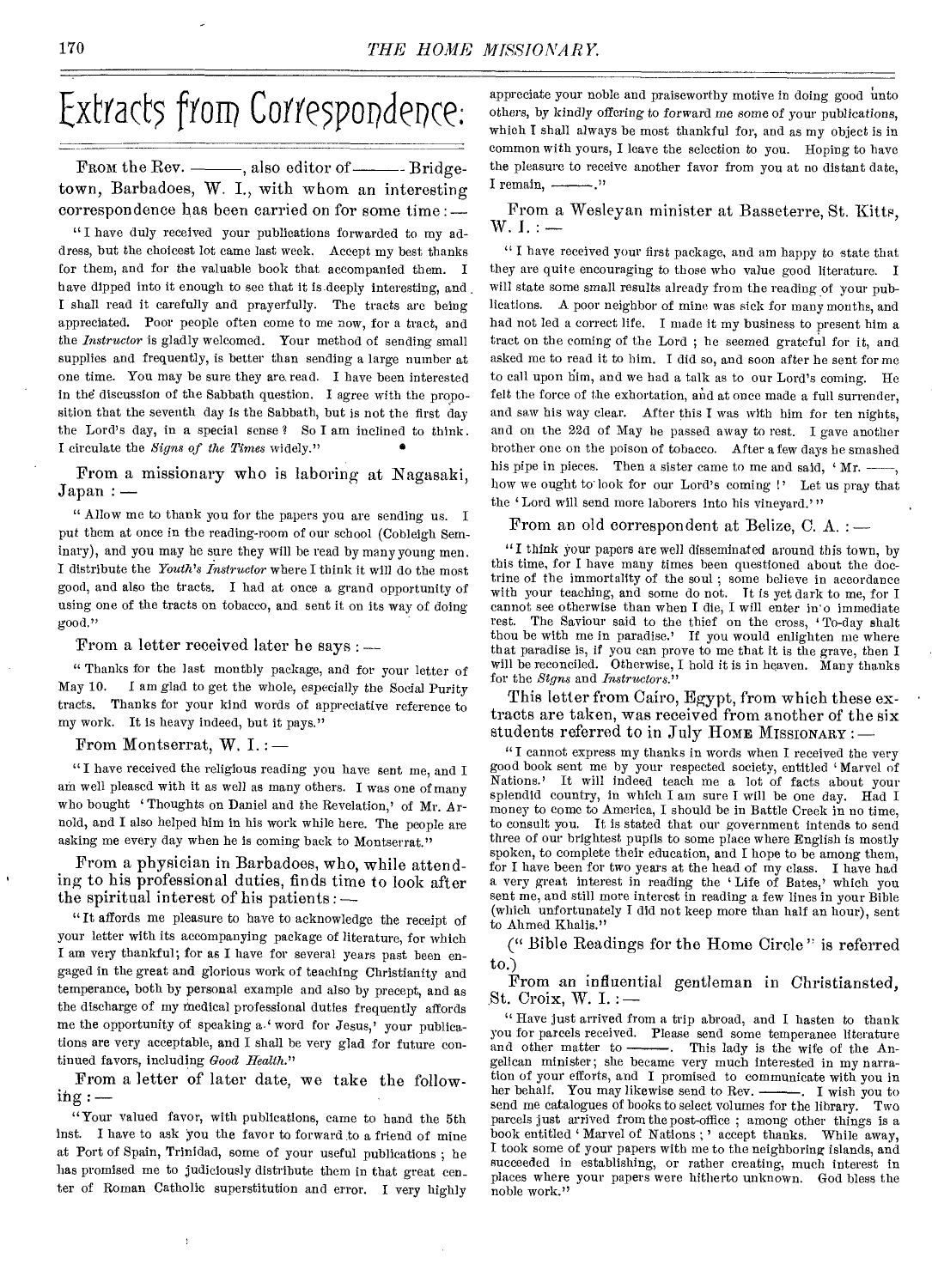# Extracts from Correspondence:

FROM the Rev. ———, also editor of ——— Bridgetown, Barbadoes, W. I., with whom an interesting correspondence has been carried on for some time: —

"I have duly received your publications forwarded to my address, but the choicest lot came last week. Accept my best thanks for them, and for the valuable book that accompanied them. I have dipped into it enough to see that it is deeply interesting, and I shall read it carefully and prayerfully. The tracts are being appreciated. Poor people often come to me now, for a tract, and the *Instructor* is gladly welcomed. Your method of sending small supplies and frequently, is better than sending a large number at one time. You may be sure they are read. I have been interested in the discussion of the Sabbath question. I agree with the proposition that the seventh day is the Sabbath, but is not the first day the Lord's day, in a special sense? So I am inclined to think. I circulate the *Signs of the Times* widely."

From a missionary who is laboring at Nagasaki, Japan: —

"Allow me to thank you for the papers you are sending us. I put them at once in the reading-room of our school (Cobleigh Seminary), and you may be sure they will be read by many young men. I distribute the *Youth's Instructor* where I think it will do the most good, and also the tracts. I had at once a grand opportunity of using one of the tracts on tobacco, and sent it on its way of doing good."

From a letter received later he says: —

"Thanks for the last monthly package, and for your letter of May 10. I am glad to get the whole, especially the Social Purity tracts. Thanks for your kind words of appreciative reference to my work. It is heavy indeed, but it pays."

From Montserrat, W. I.: —

"I have received the religious reading you have sent me, and I am well pleased with it as well as many others. I was one of many who bought 'Thoughts on Daniel and the Revelation,' of Mr. Arnold, and I also helped him in his work while here. The people are asking me every day when he is coming back to Montserrat."

From a physician in Barbadoes, who, while attending to his professional duties, finds time to look after the spiritual interest of his patients: —

"It affords me pleasure to have to acknowledge the receipt of your letter with its accompanying package of literature, for which I am very thankful; for as I have for several years past been engaged in the great and glorious work of teaching Christianity and temperance, both by personal example and also by precept, and as the discharge of my medical professional duties frequently affords me the opportunity of speaking a 'word for Jesus,' your publications are very acceptable, and I shall be very glad for future continued favors, including *Good Health*."

From a letter of later date, we take the following: —

"Your valued favor, with publications, came to hand the 5th inst. I have to ask you the favor to forward to a friend of mine at Port of Spain, Trinidad, some of your useful publications; he has promised me to judiciously distribute them in that great center of Roman Catholic superstition and error. I very highly appreciate your noble and praiseworthy motive in doing good unto others, by kindly offering to forward me some of your publications, which I shall always be most thankful for, and as my object is in common with yours, I leave the selection to you. Hoping to have the pleasure to receive another favor from you at no distant date, I remain, ———."

From a Wesleyan minister at Basseterre, St. Kitts, W. I.: —

"I have received your first package, and am happy to state that they are quite encouraging to those who value good literature. I will state some small results already from the reading of your publications. A poor neighbor of mine was sick for many months, and had not led a correct life. I made it my business to present him a tract on the coming of the Lord; he seemed grateful for it, and asked me to read it to him. I did so, and soon after he sent for me to call upon him, and we had a talk as to our Lord's coming. He felt the force of the exhortation, and at once made a full surrender, and saw his way clear. After this I was with him for ten nights, and on the 22d of May he passed away to rest. I gave another brother one on the poison of tobacco. After a few days he smashed his pipe in pieces. Then a sister came to me and said, 'Mr. ———, how we ought to look for our Lord's coming!' Let us pray that the 'Lord will send more laborers into his vineyard.'"

From an old correspondent at Belize, C. A.: —

"I think your papers are well disseminated around this town, by this time, for I have many times been questioned about the doctrine of the immortality of the soul; some believe in accordance with your teaching, and some do not. It is yet dark to me, for I cannot see otherwise than when I die, I will enter into immediate rest. The Saviour said to the thief on the cross, 'To-day shalt thou be with me in paradise.' If you would enlighten me where that paradise is, if you can prove to me that it is the grave, then I will be reconciled. Otherwise, I hold it is in heaven. Many thanks for the *Signs* and *Instructors*."

This letter from Cairo, Egypt, from which these extracts are taken, was received from another of the six students referred to in July HOME MISSIONARY: —

"I cannot express my thanks in words when I received the very good book sent me by your respected society, entitled 'Marvel of Nations.' It will indeed teach me a lot of facts about your splendid country, in which I am sure I will be one day. Had I money to come to America, I should be in Battle Creek in no time, to consult you. It is stated that our government intends to send three of our brightest pupils to some place where English is mostly spoken, to complete their education, and I hope to be among them, for I have been for two years at the head of my class. I have had a very great interest in reading the 'Life of Bates,' which you sent me, and still more interest in reading a few lines in your Bible (which unfortunately I did not keep more than half an hour), sent to Ahmed Khalis."

("Bible Readings for the Home Circle" is referred to.)

From an influential gentleman in Christiansted, St. Croix, W. I.: —

"Have just arrived from a trip abroad, and I hasten to thank you for parcels received. Please send some temperance literature and other matter to ———. This lady is the wife of the Anglican minister; she became very much interested in my narration of your efforts, and I promised to communicate with you in her behalf. You may likewise send to Rev. ———. I wish you to send me catalogues of books to select volumes for the library. Two parcels just arrived from the post-office; among other things is a book entitled 'Marvel of Nations;' accept thanks. While away, I took some of your papers with me to the neighboring islands, and succeeded in establishing, or rather creating, much interest in places where your papers were hitherto unknown. God bless the noble work."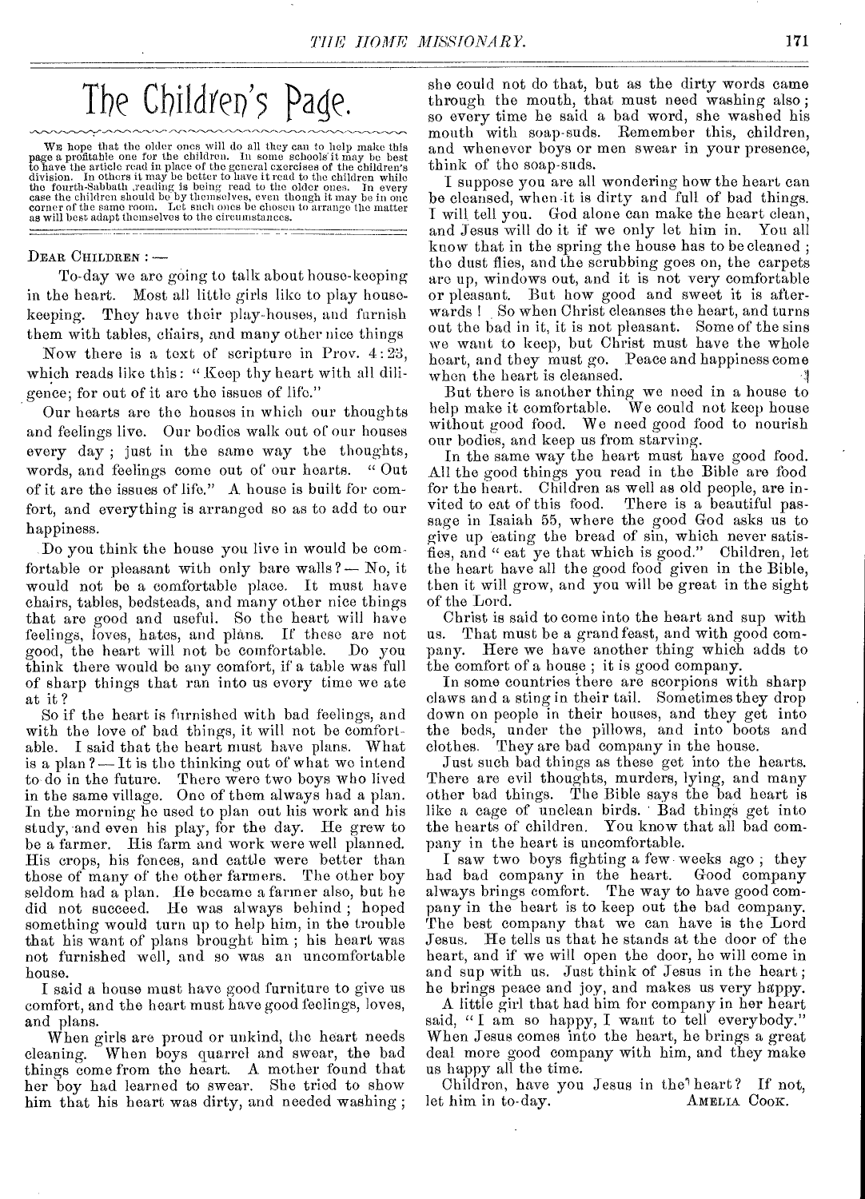# The Children's Page.

We hope that the older ones will do all they can to help make this page a profitable one for the children. In some schools it may be best to have the article read in place of the general exercises of the children's division. In others it may be better to have it read to the children while the fourth-Sabbath reading is being read to the older ones. In every case the children should be by themselves, even though it may be in one corner of the same room. Let such ones be chosen to arrange the matter as will best adapt themselves to the circumstances.

DEAR CHILDREN : —

To-day we are going to talk about house-keeping in the heart. Most all little girls like to play house-keeping. They have their play-houses, and furnish them with tables, chairs, and many other nice things

Now there is a text of scripture in Prov. 4:23, which reads like this: "Keep thy heart with all diligence; for out of it are the issues of life."

Our hearts are the houses in which our thoughts and feelings live. Our bodies walk out of our houses every day; just in the same way the thoughts, words, and feelings come out of our hearts. "Out of it are the issues of life." A house is built for comfort, and everything is arranged so as to add to our happiness.

Do you think the house you live in would be comfortable or pleasant with only bare walls? — No, it would not be a comfortable place. It must have chairs, tables, bedsteads, and many other nice things that are good and useful. So the heart will have feelings, loves, hates, and plans. If these are not good, the heart will not be comfortable. Do you think there would be any comfort, if a table was full of sharp things that ran into us every time we ate at it?

So if the heart is furnished with bad feelings, and with the love of bad things, it will not be comfortable. I said that the heart must have plans. What is a plan? — It is the thinking out of what we intend to do in the future. There were two boys who lived in the same village. One of them always had a plan. In the morning he used to plan out his work and his study, and even his play, for the day. He grew to be a farmer. His farm and work were well planned. His crops, his fences, and cattle were better than those of many of the other farmers. The other boy seldom had a plan. He became a farmer also, but he did not succeed. He was always behind; hoped something would turn up to help him, in the trouble that his want of plans brought him; his heart was not furnished well, and so was an uncomfortable house.

I said a house must have good furniture to give us comfort, and the heart must have good feelings, loves, and plans.

When girls are proud or unkind, the heart needs cleaning. When boys quarrel and swear, the bad things come from the heart. A mother found that her boy had learned to swear. She tried to show him that his heart was dirty, and needed washing; she could not do that, but as the dirty words came through the mouth, that must need washing also; so every time he said a bad word, she washed his mouth with soap-suds. Remember this, children, and whenever boys or men swear in your presence, think of the soap-suds.

I suppose you are all wondering how the heart can be cleansed, when it is dirty and full of bad things. I will tell you. God alone can make the heart clean, and Jesus will do it if we only let him in. You all know that in the spring the house has to be cleaned; the dust flies, and the scrubbing goes on, the carpets are up, windows out, and it is not very comfortable or pleasant. But how good and sweet it is afterwards! So when Christ cleanses the heart, and turns out the bad in it, it is not pleasant. Some of the sins we want to keep, but Christ must have the whole heart, and they must go. Peace and happiness come when the heart is cleansed.

But there is another thing we need in a house to help make it comfortable. We could not keep house without good food. We need good food to nourish our bodies, and keep us from starving.

In the same way the heart must have good food. All the good things you read in the Bible are food for the heart. Children as well as old people, are invited to eat of this food. There is a beautiful passage in Isaiah 55, where the good God asks us to give up eating the bread of sin, which never satisfies, and "eat ye that which is good." Children, let the heart have all the good food given in the Bible, then it will grow, and you will be great in the sight of the Lord.

Christ is said to come into the heart and sup with us. That must be a grand feast, and with good company. Here we have another thing which adds to the comfort of a house; it is good company.

In some countries there are scorpions with sharp claws and a sting in their tail. Sometimes they drop down on people in their houses, and they get into the beds, under the pillows, and into boots and clothes. They are bad company in the house.

Just such bad things as these get into the hearts. There are evil thoughts, murders, lying, and many other bad things. The Bible says the bad heart is like a cage of unclean birds. Bad things get into the hearts of children. You know that all bad company in the heart is uncomfortable.

I saw two boys fighting a few weeks ago; they had bad company in the heart. Good company always brings comfort. The way to have good company in the heart is to keep out the bad company. The best company that we can have is the Lord Jesus. He tells us that he stands at the door of the heart, and if we will open the door, he will come in and sup with us. Just think of Jesus in the heart; he brings peace and joy, and makes us very happy.

A little girl that had him for company in her heart said, "I am so happy, I want to tell everybody." When Jesus comes into the heart, he brings a great deal more good company with him, and they make us happy all the time.

Children, have you Jesus in the heart? If not, let him in to-day.

AMELIA COOK.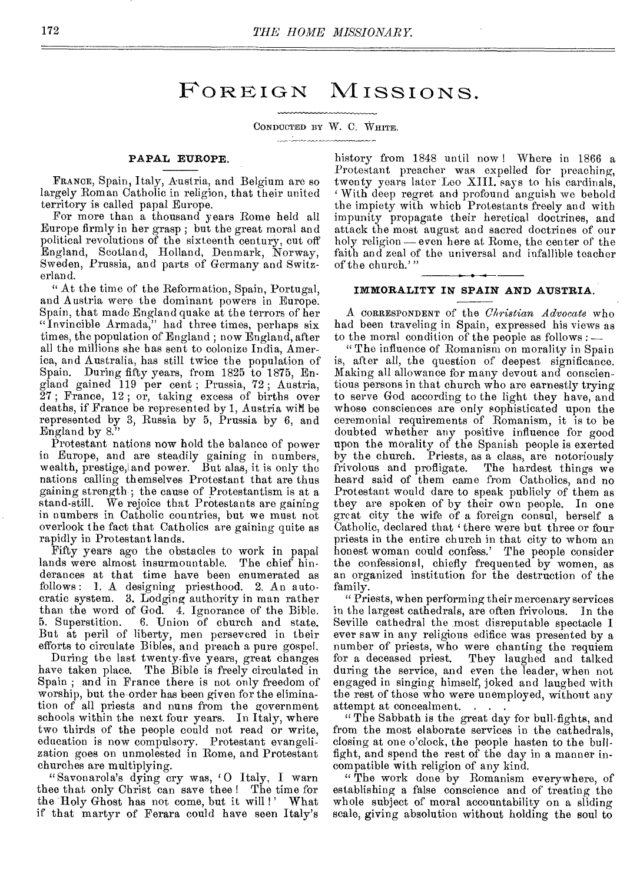# FOREIGN MISSIONS.

CONDUCTED BY W. C. WHITE.

## PAPAL EUROPE.

FRANCE, Spain, Italy, Austria, and Belgium are so largely Roman Catholic in religion, that their united territory is called papal Europe.

For more than a thousand years Rome held all Europe firmly in her grasp; but the great moral and political revolutions of the sixteenth century, cut off England, Scotland, Holland, Denmark, Norway, Sweden, Prussia, and parts of Germany and Switzerland.

"At the time of the Reformation, Spain, Portugal, and Austria were the dominant powers in Europe. Spain, that made England quake at the terrors of her "Invincible Armada," had three times, perhaps six times, the population of England; now England, after all the millions she has sent to colonize India, America, and Australia, has still twice the population of Spain. During fifty years, from 1825 to 1875, England gained 119 per cent; Prussia, 72; Austria, 27; France, 12; or, taking excess of births over deaths, if France be represented by 1, Austria will be represented by 3, Russia by 5, Prussia by 6, and England by 8."

Protestant nations now hold the balance of power in Europe, and are steadily gaining in numbers, wealth, prestige, and power. But alas, it is only the nations calling themselves Protestant that are thus gaining strength; the cause of Protestantism is at a stand-still. We rejoice that Protestants are gaining in numbers in Catholic countries, but we must not overlook the fact that Catholics are gaining quite as rapidly in Protestant lands.

Fifty years ago the obstacles to work in papal lands were almost insurmountable. The chief hinderances at that time have been enumerated as follows: 1. A designing priesthood. 2. An autocratic system. 3. Lodging authority in man rather than the word of God. 4. Ignorance of the Bible. 5. Superstition. 6. Union of church and state. But at peril of liberty, men persevered in their efforts to circulate Bibles, and preach a pure gospel.

During the last twenty-five years, great changes have taken place. The Bible is freely circulated in Spain; and in France there is not only freedom of worship, but the order has been given for the elimination of all priests and nuns from the government schools within the next four years. In Italy, where two thirds of the people could not read or write, education is now compulsory. Protestant evangelization goes on unmolested in Rome, and Protestant churches are multiplying.

"Savonarola's dying cry was, 'O Italy, I warn thee that only Christ can save thee! The time for the Holy Ghost has not come, but it will!' What if that martyr of Ferara could have seen Italy's history from 1848 until now! Where in 1866 a Protestant preacher was expelled for preaching, twenty years later Leo XIII. says to his cardinals, 'With deep regret and profound anguish we behold the impiety with which Protestants freely and with impunity propagate their heretical doctrines, and attack the most august and sacred doctrines of our holy religion — even here at Rome, the center of the faith and zeal of the universal and infallible teacher of the church.'"

## IMMORALITY IN SPAIN AND AUSTRIA.

A CORRESPONDENT of the *Christian Advocate* who had been traveling in Spain, expressed his views as to the moral condition of the people as follows: —

"The influence of Romanism on morality in Spain is, after all, the question of deepest significance. Making all allowance for many devout and conscientious persons in that church who are earnestly trying to serve God according to the light they have, and whose consciences are only sophisticated upon the ceremonial requirements of Romanism, it is to be doubted whether any positive influence for good upon the morality of the Spanish people is exerted by the church. Priests, as a class, are notoriously frivolous and profligate. The hardest things we heard said of them came from Catholics, and no Protestant would dare to speak publicly of them as they are spoken of by their own people. In one great city the wife of a foreign consul, herself a Catholic, declared that 'there were but three or four priests in the entire church in that city to whom an honest woman could confess.' The people consider the confessional, chiefly frequented by women, as an organized institution for the destruction of the family.

"Priests, when performing their mercenary services in the largest cathedrals, are often frivolous. In the Seville cathedral the most disreputable spectacle I ever saw in any religious edifice was presented by a number of priests, who were chanting the requiem for a deceased priest. They laughed and talked during the service, and even the leader, when not engaged in singing himself, joked and laughed with the rest of those who were unemployed, without any attempt at concealment. . . .

"The Sabbath is the great day for bull-fights, and from the most elaborate services in the cathedrals, closing at one o'clock, the people hasten to the bull-fight, and spend the rest of the day in a manner incompatible with religion of any kind.

"The work done by Romanism everywhere, of establishing a false conscience and of treating the whole subject of moral accountability on a sliding scale, giving absolution without holding the soul to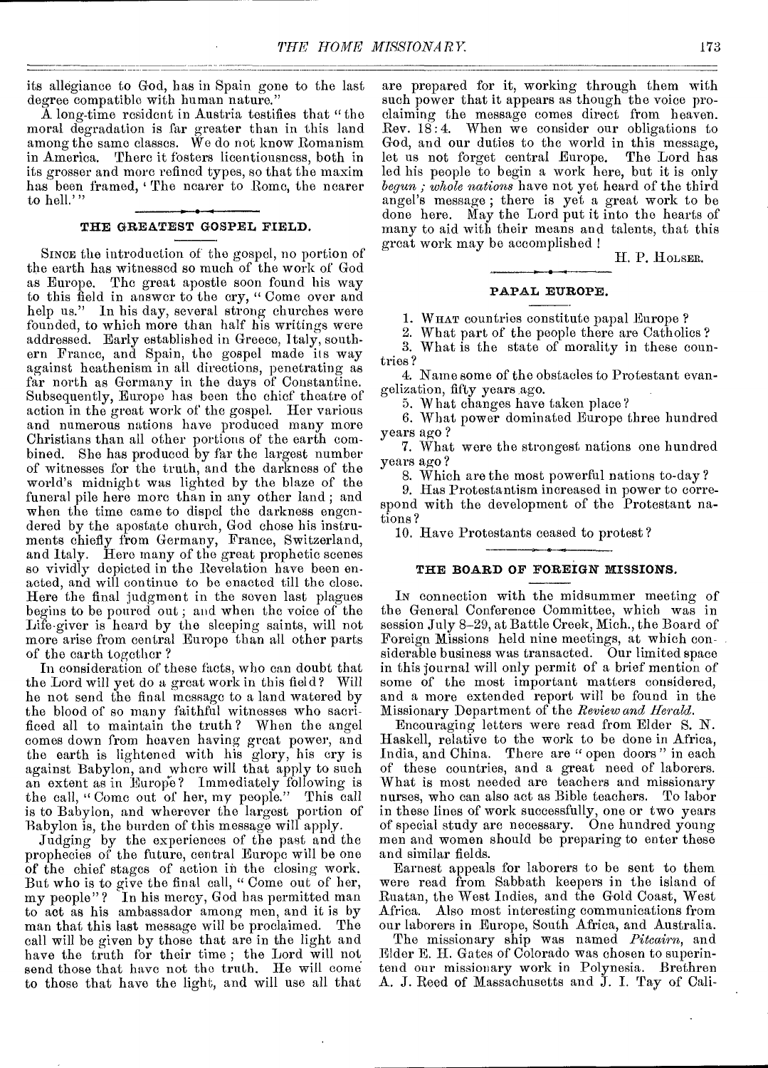its allegiance to God, has in Spain gone to the last degree compatible with human nature."

A long-time resident in Austria testifies that "the moral degradation is far greater than in this land among the same classes. We do not know Romanism in America. There it fosters licentiousness, both in its grosser and more refined types, so that the maxim has been framed, 'The nearer to Rome, the nearer to hell.'"

## THE GREATEST GOSPEL FIELD.

Since the introduction of the gospel, no portion of the earth has witnessed so much of the work of God as Europe. The great apostle soon found his way to this field in answer to the cry, "Come over and help us." In his day, several strong churches were founded, to which more than half his writings were addressed. Early established in Greece, Italy, southern France, and Spain, the gospel made its way against heathenism in all directions, penetrating as far north as Germany in the days of Constantine. Subsequently, Europe has been the chief theatre of action in the great work of the gospel. Her various and numerous nations have produced many more Christians than all other portions of the earth combined. She has produced by far the largest number of witnesses for the truth, and the darkness of the world's midnight was lighted by the blaze of the funeral pile here more than in any other land; and when the time came to dispel the darkness engendered by the apostate church, God chose his instruments chiefly from Germany, France, Switzerland, and Italy. Here many of the great prophetic scenes so vividly depicted in the Revelation have been enacted, and will continue to be enacted till the close. Here the final judgment in the seven last plagues begins to be poured out; and when the voice of the Life-giver is heard by the sleeping saints, will not more arise from central Europe than all other parts of the earth together?

In consideration of these facts, who can doubt that the Lord will yet do a great work in this field? Will he not send the final message to a land watered by the blood of so many faithful witnesses who sacrificed all to maintain the truth? When the angel comes down from heaven having great power, and the earth is lightened with his glory, his cry is against Babylon, and where will that apply to such an extent as in Europe? Immediately following is the call, "Come out of her, my people." This call is to Babylon, and wherever the largest portion of Babylon is, the burden of this message will apply.

Judging by the experiences of the past and the prophecies of the future, central Europe will be one of the chief stages of action in the closing work. But who is to give the final call, "Come out of her, my people"? In his mercy, God has permitted man to act as his ambassador among men, and it is by man that this last message will be proclaimed. The call will be given by those that are in the light and have the truth for their time; the Lord will not send those that have not the truth. He will come to those that have the light, and will use all that are prepared for it, working through them with such power that it appears as though the voice proclaiming the message comes direct from heaven. Rev. 18:4. When we consider our obligations to God, and our duties to the world in this message, let us not forget central Europe. The Lord has led his people to begin a work here, but it is only *begun; whole nations* have not yet heard of the third angel's message; there is yet a great work to be done here. May the Lord put it into the hearts of many to aid with their means and talents, that this great work may be accomplished!

H. P. Holser.

## PAPAL EUROPE.

1. What countries constitute papal Europe?
2. What part of the people there are Catholics?
3. What is the state of morality in these countries?
4. Name some of the obstacles to Protestant evangelization, fifty years ago.
5. What changes have taken place?
6. What power dominated Europe three hundred years ago?
7. What were the strongest nations one hundred years ago?
8. Which are the most powerful nations to-day?
9. Has Protestantism increased in power to correspond with the development of the Protestant nations?
10. Have Protestants ceased to protest?

## THE BOARD OF FOREIGN MISSIONS.

In connection with the midsummer meeting of the General Conference Committee, which was in session July 8–29, at Battle Creek, Mich., the Board of Foreign Missions held nine meetings, at which considerable business was transacted. Our limited space in this journal will only permit of a brief mention of some of the most important matters considered, and a more extended report will be found in the Missionary Department of the *Review and Herald*.

Encouraging letters were read from Elder S. N. Haskell, relative to the work to be done in Africa, India, and China. There are "open doors" in each of these countries, and a great need of laborers. What is most needed are teachers and missionary nurses, who can also act as Bible teachers. To labor in these lines of work successfully, one or two years of special study are necessary. One hundred young men and women should be preparing to enter these and similar fields.

Earnest appeals for laborers to be sent to them were read from Sabbath keepers in the island of Ruatan, the West Indies, and the Gold Coast, West Africa. Also most interesting communications from our laborers in Europe, South Africa, and Australia.

The missionary ship was named *Pitcairn*, and Elder E. H. Gates of Colorado was chosen to superintend our missionary work in Polynesia. Brethren A. J. Reed of Massachusetts and J. I. Tay of Cali-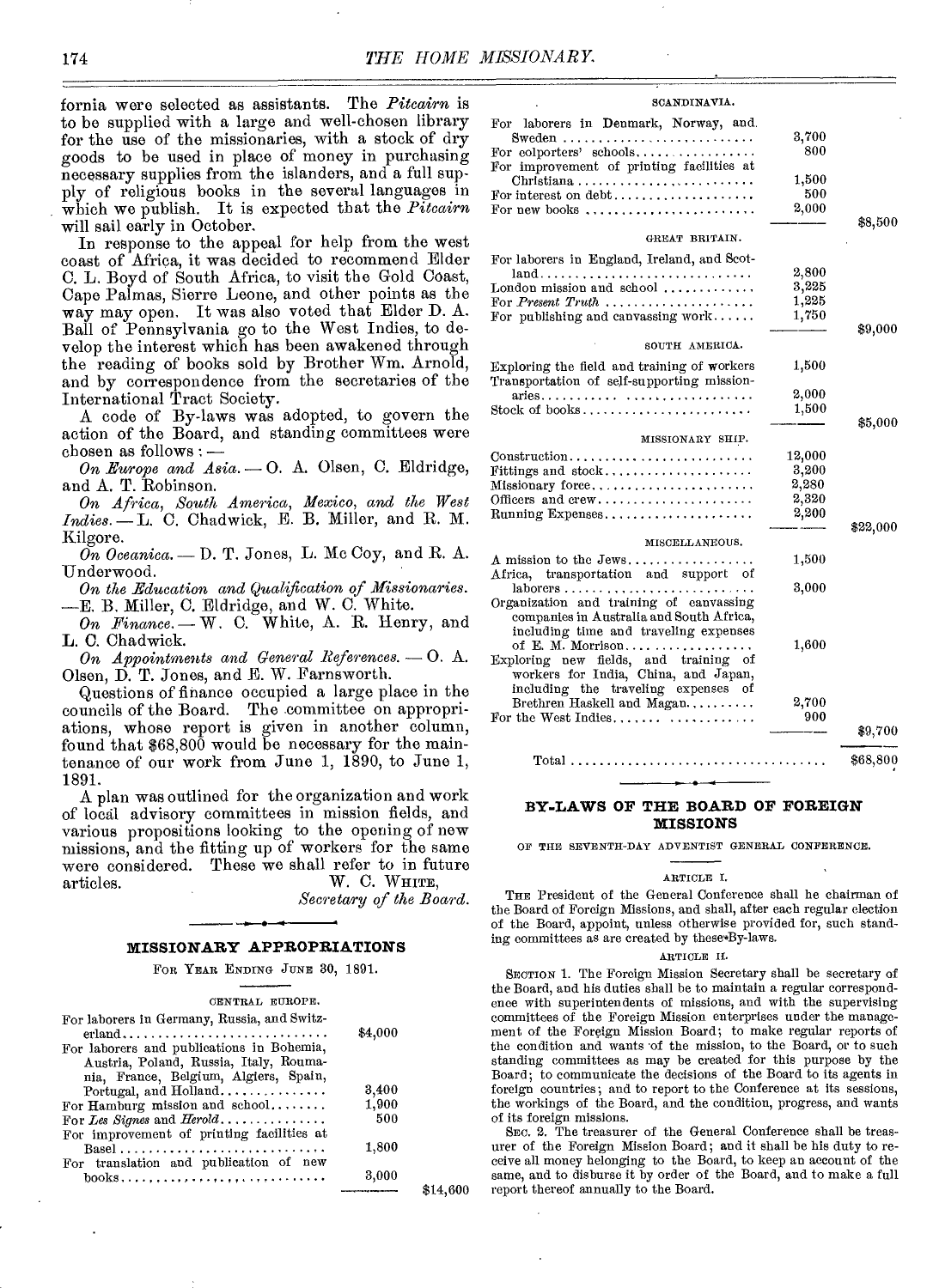fornia were selected as assistants. The *Pitcairn* is to be supplied with a large and well-chosen library for the use of the missionaries, with a stock of dry goods to be used in place of money in purchasing necessary supplies from the islanders, and a full supply of religious books in the several languages in which we publish. It is expected that the *Pitcairn* will sail early in October.

In response to the appeal for help from the west coast of Africa, it was decided to recommend Elder C. L. Boyd of South Africa, to visit the Gold Coast, Cape Palmas, Sierre Leone, and other points as the way may open. It was also voted that Elder D. A. Ball of Pennsylvania go to the West Indies, to develop the interest which has been awakened through the reading of books sold by Brother Wm. Arnold, and by correspondence from the secretaries of the International Tract Society.

A code of By-laws was adopted, to govern the action of the Board, and standing committees were chosen as follows: —

*On Europe and Asia.* — O. A. Olsen, C. Eldridge, and A. T. Robinson.

*On Africa, South America, Mexico, and the West Indies.* — L. C. Chadwick, E. B. Miller, and R. M. Kilgore.

*On Oceanica.* — D. T. Jones, L. Mc Coy, and R. A. Underwood.

*On the Education and Qualification of Missionaries.* — E. B. Miller, C. Eldridge, and W. C. White.

*On Finance.* — W. C. White, A. R. Henry, and L. C. Chadwick.

*On Appointments and General References.* — O. A. Olsen, D. T. Jones, and E. W. Farnsworth.

Questions of finance occupied a large place in the councils of the Board. The committee on appropriations, whose report is given in another column, found that $68,800 would be necessary for the maintenance of our work from June 1, 1890, to June 1, 1891.

A plan was outlined for the organization and work of local advisory committees in mission fields, and various propositions looking to the opening of new missions, and the fitting up of workers for the same were considered. These we shall refer to in future articles.

W. C. White,
*Secretary of the Board.*

## MISSIONARY APPROPRIATIONS

For Year Ending June 30, 1891.

| | | |
|---|---|---|
| **CENTRAL EUROPE.** | | |
| For laborers in Germany, Russia, and Switzerland | $4,000 | |
| For laborers and publications in Bohemia, Austria, Poland, Russia, Italy, Roumania, France, Belgium, Algiers, Spain, Portugal, and Holland | 3,400 | |
| For Hamburg mission and school | 1,900 | |
| For *Les Signes* and *Herold* | 500 | |
| For improvement of printing facilities at Basel | 1,800 | |
| For translation and publication of new books | 3,000 | |
| | | $14,600 |
| **SCANDINAVIA.** | | |
| For laborers in Denmark, Norway, and Sweden | 3,700 | |
| For colporters' schools | 800 | |
| For improvement of printing facilities at Christiana | 1,500 | |
| For interest on debt | 500 | |
| For new books | 2,000 | |
| | | $8,500 |
| **GREAT BRITAIN.** | | |
| For laborers in England, Ireland, and Scotland | 2,800 | |
| London mission and school | 3,225 | |
| For *Present Truth* | 1,225 | |
| For publishing and canvassing work | 1,750 | |
| | | $9,000 |
| **SOUTH AMERICA.** | | |
| Exploring the field and training of workers | 1,500 | |
| Transportation of self-supporting missionaries | 2,000 | |
| Stock of books | 1,500 | |
| | | $5,000 |
| **MISSIONARY SHIP.** | | |
| Construction | 12,000 | |
| Fittings and stock | 3,200 | |
| Missionary force | 2,280 | |
| Officers and crew | 2,320 | |
| Running Expenses | 2,200 | |
| | | $22,000 |
| **MISCELLANEOUS.** | | |
| A mission to the Jews | 1,500 | |
| Africa, transportation and support of laborers | 3,000 | |
| Organization and training of canvassing companies in Australia and South Africa, including time and traveling expenses of E. M. Morrison | 1,600 | |
| Exploring new fields, and training of workers for India, China, and Japan, including the traveling expenses of Brethren Haskell and Magan | 2,700 | |
| For the West Indies | 900 | |
| | | $9,700 |
| Total | | $68,800 |

## BY-LAWS OF THE BOARD OF FOREIGN MISSIONS

OF THE SEVENTH-DAY ADVENTIST GENERAL CONFERENCE.

ARTICLE I.

The President of the General Conference shall be chairman of the Board of Foreign Missions, and shall, after each regular election of the Board, appoint, unless otherwise provided for, such standing committees as are created by these By-laws.

ARTICLE II.

Section 1. The Foreign Mission Secretary shall be secretary of the Board, and his duties shall be to maintain a regular correspondence with superintendents of missions, and with the supervising committees of the Foreign Mission enterprises under the management of the Foreign Mission Board; to make regular reports of the condition and wants of the mission, to the Board, or to such standing committees as may be created for this purpose by the Board; to communicate the decisions of the Board to its agents in foreign countries; and to report to the Conference at its sessions, the workings of the Board, and the condition, progress, and wants of its foreign missions.

Sec. 2. The treasurer of the General Conference shall be treasurer of the Foreign Mission Board; and it shall be his duty to receive all money belonging to the Board, to keep an account of the same, and to disburse it by order of the Board, and to make a full report thereof annually to the Board.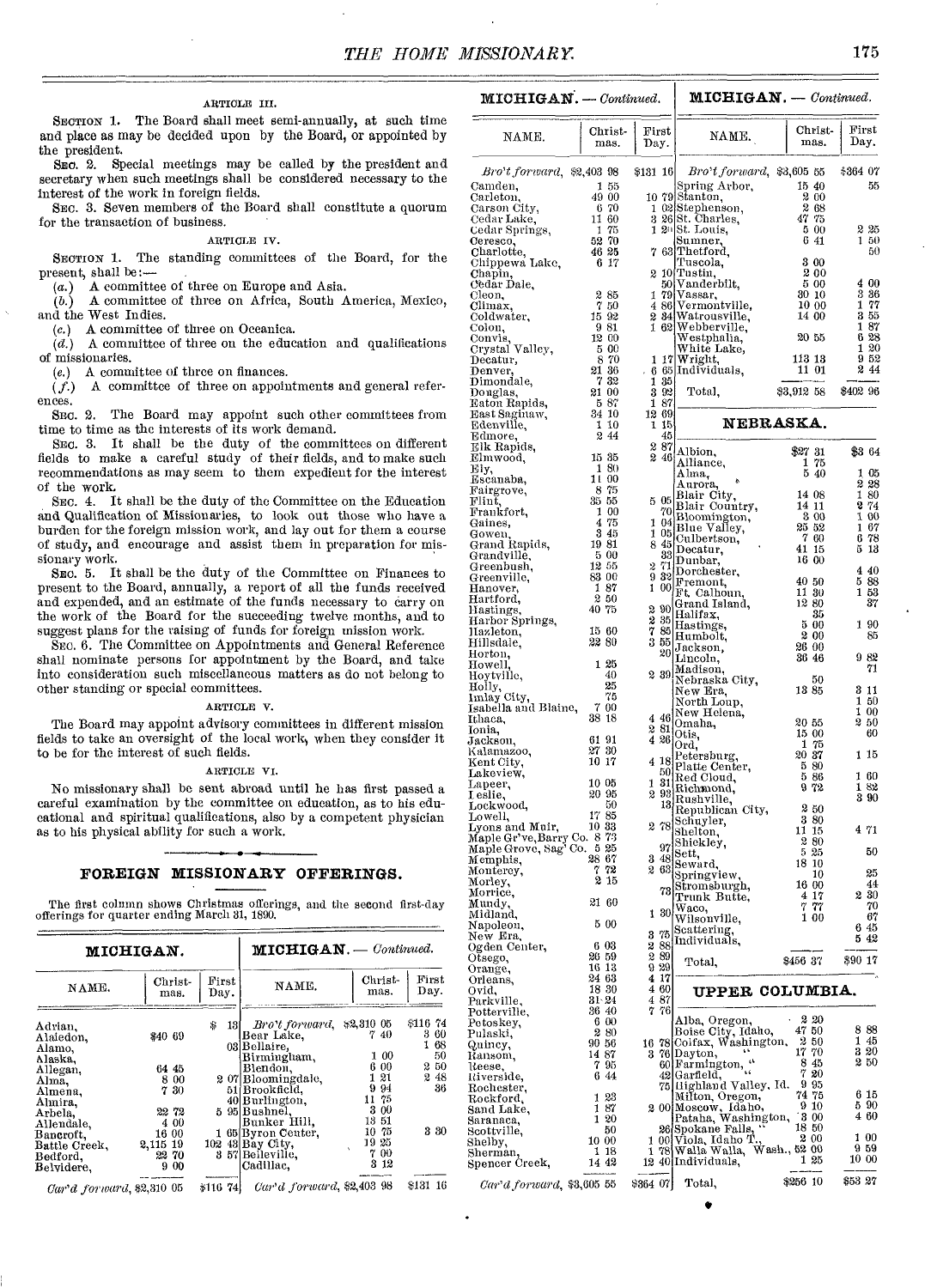ARTICLE III.

SECTION 1. The Board shall meet semi-annually, at such time and place as may be decided upon by the Board, or appointed by the president.

SEC. 2. Special meetings may be called by the president and secretary when such meetings shall be considered necessary to the interest of the work in foreign fields.

SEC. 3. Seven members of the Board shall constitute a quorum for the transaction of business.

ARTICLE IV.

SECTION 1. The standing committees of the Board, for the present, shall be:—

(a.) A committee of three on Europe and Asia.

(b.) A committee of three on Africa, South America, Mexico, and the West Indies.

(c.) A committee of three on Oceanica.

(d.) A committee of three on the education and qualifications of missionaries.

(e.) A committee of three on finances.

(f.) A committee of three on appointments and general references.

SEC. 2. The Board may appoint such other committees from time to time as the interests of its work demand.

SEC. 3. It shall be the duty of the committees on different fields to make a careful study of their fields, and to make such recommendations as may seem to them expedient for the interest of the work.

SEC. 4. It shall be the duty of the Committee on the Education and Qualification of Missionaries, to look out those who have a burden for the foreign mission work, and lay out for them a course of study, and encourage and assist them in preparation for missionary work.

SEC. 5. It shall be the duty of the Committee on Finances to present to the Board, annually, a report of all the funds received and expended, and an estimate of the funds necessary to carry on the work of the Board for the succeeding twelve months, and to suggest plans for the raising of funds for foreign mission work.

SEC. 6. The Committee on Appointments and General Reference shall nominate persons for appointment by the Board, and take into consideration such miscellaneous matters as do not belong to other standing or special committees.

ARTICLE V.

The Board may appoint advisory committees in different mission fields to take an oversight of the local work, when they consider it to be for the interest of such fields.

ARTICLE VI.

No missionary shall be sent abroad until he has first passed a careful examination by the committee on education, as to his educational and spiritual qualifications, also by a competent physician as to his physical ability for such a work.

## FOREIGN MISSIONARY OFFERINGS.

The first column shows Christmas offerings, and the second first-day offerings for quarter ending March 31, 1890.

### MICHIGAN.

| NAME. | Christmas. | First Day. |
|---|---|---|
| Adrian, | | $ 13 |
| Alaiedon, | $40 69 | |
| Alamo, | | 03 |
| Alaska, | | |
| Allegan, | 64 45 | |
| Alma, | 8 00 | 2 07 |
| Almena, | 7 30 | 51 |
| Almira, | | 40 |
| Arbela, | 22 72 | 5 95 |
| Allendale, | 4 00 | |
| Bancroft, | 16 00 | 1 65 |
| Battle Creek, | 2,115 19 | 102 43 |
| Bedford, | 22 70 | 3 57 |
| Belvidere, | 9 00 | |
| *Car'd forward,* | $2,310 05 | $116 74 |
| *Bro't forward,* | $2,310 05 | $116 74 |
| Bear Lake, | 7 40 | 3 60 |
| Bellaire, | | 1 68 |
| Birmingham, | 1 00 | 50 |
| Blendon, | 6 00 | 2 50 |
| Bloomingdale, | 1 21 | 2 48 |
| Brookfield, | 9 94 | 36 |
| Burlington, | 11 75 | |
| Bushnel, | 3 00 | |
| Bunker Hill, | 13 51 | |
| Byron Center, | 10 75 | 3 30 |
| Bay City, | 19 25 | |
| Belleville, | 7 00 | |
| Cadillac, | 3 12 | |
| *Car'd forward,* | $2,403 98 | $131 16 |
| *Bro't forward,* | $2,403 98 | $131 16 |
| Camden, | 1 55 | |
| Carleton, | 49 00 | 10 79 |
| Carson City, | 6 70 | 1 02 |
| Cedar Lake, | 11 60 | 3 26 |
| Cedar Springs, | 1 75 | 1 20 |
| Ceresco, | 52 70 | |
| Charlotte, | 46 25 | 7 63 |
| Chippewa Lake, | 6 17 | |
| Chapin, | | 2 10 |
| Cedar Dale, | | 50 |
| Cleon, | 2 85 | 1 79 |
| Climax, | 7 50 | 4 86 |
| Coldwater, | 15 92 | 2 34 |
| Colon, | 9 81 | 1 62 |
| Convis, | 12 00 | |
| Crystal Valley, | 5 00 | |
| Decatur, | 8 70 | 1 17 |
| Denver, | 21 36 | 6 65 |
| Dimondale, | 7 32 | 1 35 |
| Douglas, | 21 00 | 3 92 |
| Eaton Rapids, | 5 87 | 1 87 |
| East Saginaw, | 34 10 | 12 69 |
| Edenville, | 1 10 | 1 15 |
| Edmore, | 2 44 | 45 |
| Elk Rapids, | | 2 87 |
| Elmwood, | 15 35 | 2 46 |
| Ely, | 1 80 | |
| Escanaba, | 11 00 | |
| Fairgrove, | 8 75 | |
| Flint, | 35 55 | 5 05 |
| Frankfort, | 1 00 | 70 |
| Gaines, | 4 75 | 1 04 |
| Gowen, | 3 45 | 1 05 |
| Grand Rapids, | 19 81 | 8 45 |
| Grandville, | 5 00 | 33 |
| Greenbush, | 12 55 | 2 71 |
| Greenville, | 83 00 | 9 32 |
| Hanover, | 1 87 | 1 00 |
| Hartford, | 2 50 | |
| Hastings, | 40 75 | 2 90 |
| Harbor Springs, | | 2 35 |
| Hazleton, | 15 60 | 7 85 |
| Hillsdale, | 22 80 | 3 55 |
| Horton, | | 20 |
| Howell, | 1 25 | |
| Hoytville, | 40 | 2 39 |
| Holly, | 25 | |
| Imlay City, | 75 | |
| Isabella and Blaine, | 7 00 | |
| Ithaca, | 38 18 | 4 46 |
| Ionia, | | 2 81 |
| Jackson, | 61 91 | 4 26 |
| Kalamazoo, | 27 30 | |
| Kent City, | 10 17 | 4 18 |
| Lakeview, | | 50 |
| Lapeer, | 10 05 | 1 31 |
| Leslie, | 20 95 | 2 93 |
| Lockwood, | 50 | 13 |
| Lowell, | 17 85 | |
| Lyons and Muir, | 10 33 | 2 78 |
| Maple Gr've, Barry Co. | 8 73 | |
| Maple Grove, Sag' Co. | 5 25 | 97 |
| Memphis, | 28 67 | 3 48 |
| Monterey, | 7 72 | 2 63 |
| Morley, | 2 15 | |
| Morrice, | | 73 |
| Mundy, | 21 60 | |
| Midland, | | 1 30 |
| Napoleon, | 5 00 | |
| New Era, | | 3 75 |
| Ogden Center, | 6 03 | 2 88 |
| Otsego, | 26 59 | 2 89 |
| Orange, | 16 13 | 9 29 |
| Orleans, | 24 63 | 4 17 |
| Ovid, | 18 30 | 4 60 |
| Parkville, | 31 24 | 4 87 |
| Potterville, | 36 40 | 7 76 |
| Petoskey, | 6 00 | |
| Pulaski, | 2 80 | |
| Quincy, | 90 56 | 16 78 |
| Ransom, | 14 87 | 3 76 |
| Reese, | 7 95 | 60 |
| Riverside, | 6 44 | 42 |
| Rochester, | | 75 |
| Rockford, | 1 23 | |
| Sand Lake, | 1 87 | 2 00 |
| Saranaca, | 1 20 | |
| Scottville, | 50 | 26 |
| Shelby, | 10 00 | 1 00 |
| Sherman, | 1 18 | 1 78 |
| Spencer Creek, | 14 42 | 12 40 |
| *Car'd forward,* | $3,605 55 | $364 07 |
| *Bro't forward,* | $3,605 55 | $364 07 |
| Spring Arbor, | 15 40 | 55 |
| Stanton, | 2 00 | |
| Stephenson, | 2 68 | |
| St. Charles, | 47 75 | |
| St. Louis, | 5 00 | 2 25 |
| Sumner, | 6 41 | 1 50 |
| Thetford, | | 50 |
| Tuscola, | 3 00 | |
| Tustin, | 2 00 | |
| Vanderbilt, | 5 00 | 4 00 |
| Vassar, | 30 10 | 3 36 |
| Vermontville, | 10 00 | 1 77 |
| Watrousville, | 14 00 | 3 55 |
| Webberville, | | 1 87 |
| Westphalia, | 20 55 | 6 28 |
| White Lake, | | 1 20 |
| Wright, | 113 13 | 9 52 |
| Individuals, | 11 01 | 2 44 |
| Total, | $3,912 58 | $402 96 |

### NEBRASKA.

| NAME. | Christmas. | First Day. |
|---|---|---|
| Albion, | $27 31 | $3 64 |
| Alliance, | 1 75 | |
| Alma, | 5 40 | 1 05 |
| Aurora, | | 2 28 |
| Blair City, | 14 08 | 1 80 |
| Blair Country, | 14 11 | 2 74 |
| Bloomington, | 3 00 | 1 00 |
| Blue Valley, | 25 52 | 1 67 |
| Culbertson, | 7 60 | 6 78 |
| Decatur, | 41 15 | 5 13 |
| Dunbar, | 16 00 | |
| Dorchester, | | 4 40 |
| Fremont, | 40 50 | 5 88 |
| Ft. Calhoun, | 11 30 | 1 53 |
| Grand Island, | 12 80 | 37 |
| Halifax, | 35 | |
| Hastings, | 5 00 | 1 90 |
| Humbolt, | 2 00 | 85 |
| Jackson, | 26 00 | |
| Lincoln, | 36 46 | 9 82 |
| Madison, | | 71 |
| Nebraska City, | 50 | |
| New Era, | 13 85 | 3 11 |
| North Loup, | | 1 50 |
| New Helena, | | 1 00 |
| Omaha, | 20 55 | 2 50 |
| Otis, | 15 00 | 60 |
| Ord, | 1 75 | |
| Petersburg, | 20 37 | 1 15 |
| Platte Center, | 5 80 | |
| Red Cloud, | 5 86 | 1 60 |
| Richmond, | 9 72 | 1 82 |
| Rushville, | | 3 90 |
| Republican City, | 2 50 | |
| Schuyler, | 3 80 | |
| Shelton, | 11 15 | 4 71 |
| Shickley, | 2 80 | |
| Sett, | 5 25 | 50 |
| Seward, | 18 10 | |
| Springview, | 10 | 25 |
| Stromsburgh, | 16 00 | 44 |
| Trunk Butte, | 4 17 | 2 30 |
| Waco, | 7 77 | 70 |
| Wilsonville, | 1 00 | 67 |
| Scattering, | | 6 45 |
| Individuals, | | 5 42 |
| Total, | $456 37 | $90 17 |

### UPPER COLUMBIA.

| NAME. | Christmas. | First Day. |
|---|---|---|
| Alba, Oregon, | 2 20 | |
| Boise City, Idaho, | 47 50 | 8 88 |
| Colfax, Washington, | 2 50 | 1 45 |
| Dayton, " | 17 70 | 3 20 |
| Farmington, " | 8 45 | 2 50 |
| Garfield, " | 7 20 | |
| Highland Valley, Id. | 9 95 | |
| Milton, Oregon, | 74 75 | 6 15 |
| Moscow, Idaho, | 9 10 | 5 90 |
| Pataha, Washington, | 3 00 | 4 60 |
| Spokane Falls, " | 18 50 | |
| Viola, Idaho T., | 2 00 | 1 00 |
| Walla Walla, Wash., | 52 00 | 9 59 |
| Individuals, | 1 25 | 10 00 |
| Total, | $256 10 | $53 27 |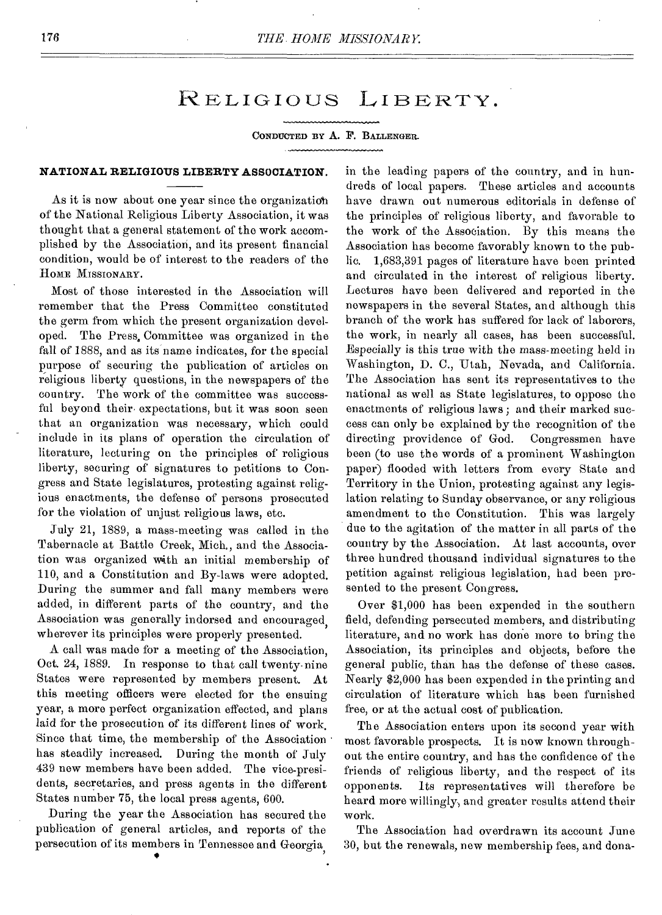# Religious Liberty.

CONDUCTED BY A. F. BALLENGER.

## NATIONAL RELIGIOUS LIBERTY ASSOCIATION.

As it is now about one year since the organization of the National Religious Liberty Association, it was thought that a general statement of the work accomplished by the Association, and its present financial condition, would be of interest to the readers of the HOME MISSIONARY.

Most of those interested in the Association will remember that the Press Committee constituted the germ from which the present organization developed. The Press Committee was organized in the fall of 1888, and as its name indicates, for the special purpose of securing the publication of articles on religious liberty questions, in the newspapers of the country. The work of the committee was successful beyond their expectations, but it was soon seen that an organization was necessary, which could include in its plans of operation the circulation of literature, lecturing on the principles of religious liberty, securing of signatures to petitions to Congress and State legislatures, protesting against religious enactments, the defense of persons prosecuted for the violation of unjust religious laws, etc.

July 21, 1889, a mass-meeting was called in the Tabernacle at Battle Creek, Mich., and the Association was organized with an initial membership of 110, and a Constitution and By-laws were adopted. During the summer and fall many members were added, in different parts of the country, and the Association was generally indorsed and encouraged, wherever its principles were properly presented.

A call was made for a meeting of the Association, Oct. 24, 1889. In response to that call twenty-nine States were represented by members present. At this meeting officers were elected for the ensuing year, a more perfect organization effected, and plans laid for the prosecution of its different lines of work. Since that time, the membership of the Association has steadily increased. During the month of July 439 new members have been added. The vice-presidents, secretaries, and press agents in the different States number 75, the local press agents, 600.

During the year the Association has secured the publication of general articles, and reports of the persecution of its members in Tennessee and Georgia, in the leading papers of the country, and in hundreds of local papers. These articles and accounts have drawn out numerous editorials in defense of the principles of religious liberty, and favorable to the work of the Association. By this means the Association has become favorably known to the public. 1,683,391 pages of literature have been printed and circulated in the interest of religious liberty. Lectures have been delivered and reported in the newspapers in the several States, and although this branch of the work has suffered for lack of laborers, the work, in nearly all cases, has been successful. Especially is this true with the mass-meeting held in Washington, D. C., Utah, Nevada, and California. The Association has sent its representatives to the national as well as State legislatures, to oppose the enactments of religious laws; and their marked success can only be explained by the recognition of the directing providence of God. Congressmen have been (to use the words of a prominent Washington paper) flooded with letters from every State and Territory in the Union, protesting against any legislation relating to Sunday observance, or any religious amendment to the Constitution. This was largely due to the agitation of the matter in all parts of the country by the Association. At last accounts, over three hundred thousand individual signatures to the petition against religious legislation, had been presented to the present Congress.

Over $1,000 has been expended in the southern field, defending persecuted members, and distributing literature, and no work has done more to bring the Association, its principles and objects, before the general public, than has the defense of these cases. Nearly $2,000 has been expended in the printing and circulation of literature which has been furnished free, or at the actual cost of publication.

The Association enters upon its second year with most favorable prospects. It is now known throughout the entire country, and has the confidence of the friends of religious liberty, and the respect of its opponents. Its representatives will therefore be heard more willingly, and greater results attend their work.

The Association had overdrawn its account June 30, but the renewals, new membership fees, and dona-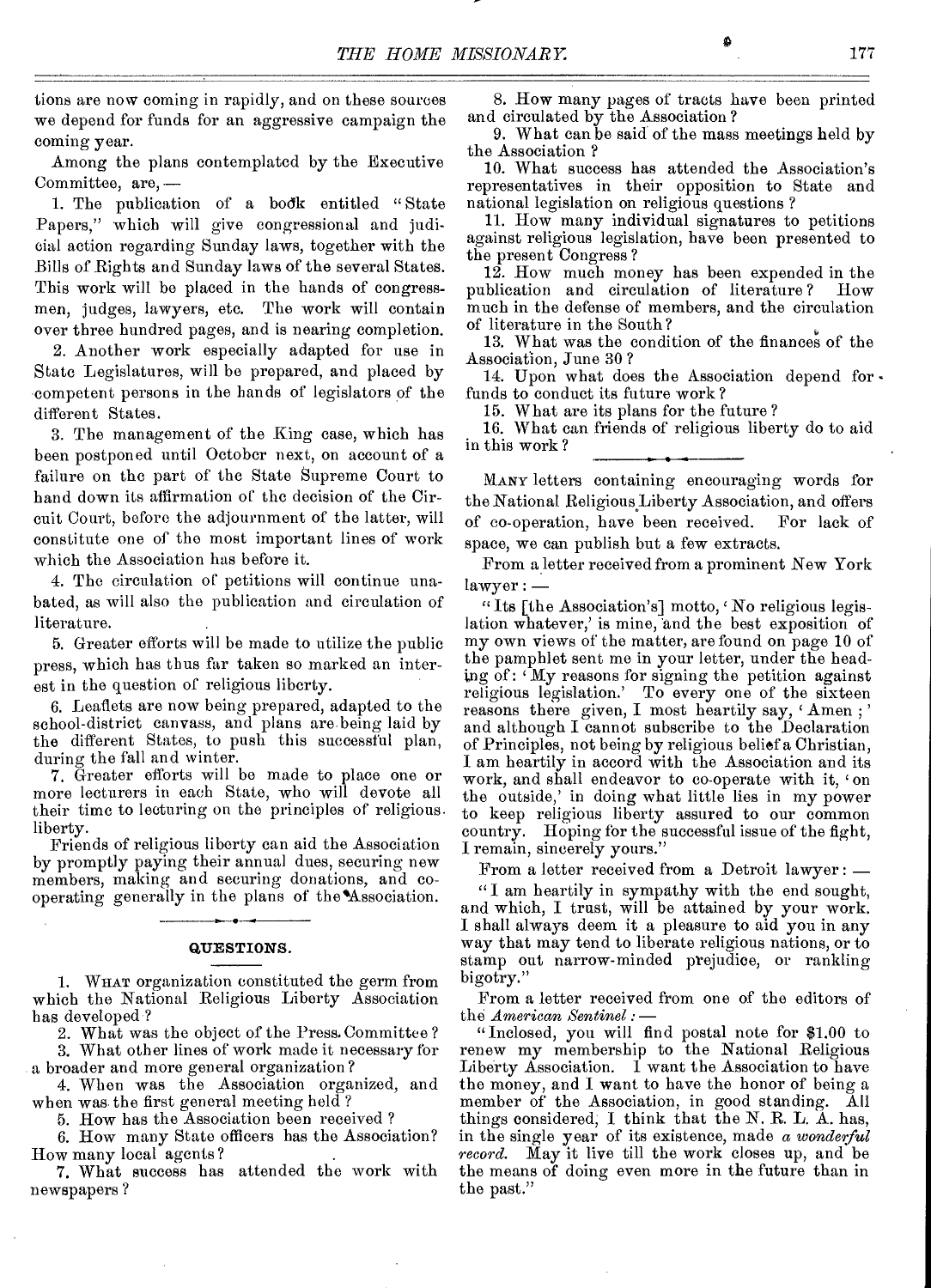tions are now coming in rapidly, and on these sources we depend for funds for an aggressive campaign the coming year.

Among the plans contemplated by the Executive Committee, are, —

1. The publication of a book entitled "State Papers," which will give congressional and judicial action regarding Sunday laws, together with the Bills of Rights and Sunday laws of the several States. This work will be placed in the hands of congressmen, judges, lawyers, etc. The work will contain over three hundred pages, and is nearing completion.

2. Another work especially adapted for use in State Legislatures, will be prepared, and placed by competent persons in the hands of legislators of the different States.

3. The management of the King case, which has been postponed until October next, on account of a failure on the part of the State Supreme Court to hand down its affirmation of the decision of the Circuit Court, before the adjournment of the latter, will constitute one of the most important lines of work which the Association has before it.

4. The circulation of petitions will continue unabated, as will also the publication and circulation of literature.

5. Greater efforts will be made to utilize the public press, which has thus far taken so marked an interest in the question of religious liberty.

6. Leaflets are now being prepared, adapted to the school-district canvass, and plans are being laid by the different States, to push this successful plan, during the fall and winter.

7. Greater efforts will be made to place one or more lecturers in each State, who will devote all their time to lecturing on the principles of religious liberty.

Friends of religious liberty can aid the Association by promptly paying their annual dues, securing new members, making and securing donations, and co-operating generally in the plans of the Association.

## QUESTIONS.

1. What organization constituted the germ from which the National Religious Liberty Association has developed?

2. What was the object of the Press Committee?

3. What other lines of work made it necessary for a broader and more general organization?

4. When was the Association organized, and when was the first general meeting held?

5. How has the Association been received?

6. How many State officers has the Association? How many local agents?

7. What success has attended the work with newspapers?

8. How many pages of tracts have been printed and circulated by the Association?

9. What can be said of the mass meetings held by the Association?

10. What success has attended the Association's representatives in their opposition to State and national legislation on religious questions?

11. How many individual signatures to petitions against religious legislation, have been presented to the present Congress?

12. How much money has been expended in the publication and circulation of literature? How much in the defense of members, and the circulation of literature in the South?

13. What was the condition of the finances of the Association, June 30?

14. Upon what does the Association depend for funds to conduct its future work?

15. What are its plans for the future?

16. What can friends of religious liberty do to aid in this work?

---

Many letters containing encouraging words for the National Religious Liberty Association, and offers of co-operation, have been received. For lack of space, we can publish but a few extracts.

From a letter received from a prominent New York lawyer: —

"Its [the Association's] motto, 'No religious legislation whatever,' is mine, and the best exposition of my own views of the matter, are found on page 10 of the pamphlet sent me in your letter, under the heading of: 'My reasons for signing the petition against religious legislation.' To every one of the sixteen reasons there given, I most heartily say, 'Amen;' and although I cannot subscribe to the Declaration of Principles, not being by religious belief a Christian, I am heartily in accord with the Association and its work, and shall endeavor to co-operate with it, 'on the outside,' in doing what little lies in my power to keep religious liberty assured to our common country. Hoping for the successful issue of the fight, I remain, sincerely yours."

From a letter received from a Detroit lawyer: —

"I am heartily in sympathy with the end sought, and which, I trust, will be attained by your work. I shall always deem it a pleasure to aid you in any way that may tend to liberate religious nations, or to stamp out narrow-minded prejudice, or rankling bigotry."

From a letter received from one of the editors of the *American Sentinel*: —

"Inclosed, you will find postal note for $1.00 to renew my membership to the National Religious Liberty Association. I want the Association to have the money, and I want to have the honor of being a member of the Association, in good standing. All things considered, I think that the N. R. L. A. has, in the single year of its existence, made *a wonderful record*. May it live till the work closes up, and be the means of doing even more in the future than in the past."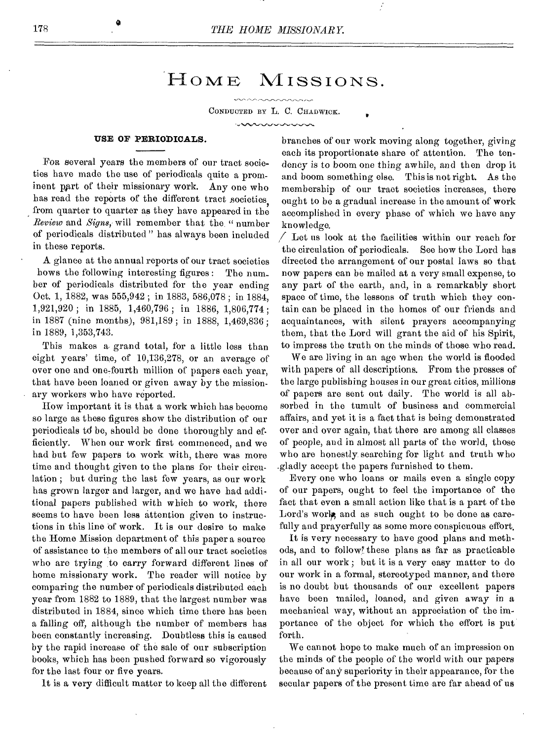# HOME MISSIONS.

CONDUCTED BY L. C. CHADWICK.

### USE OF PERIODICALS.

FOR several years the members of our tract societies have made the use of periodicals quite a prominent part of their missionary work. Any one who has read the reports of the different tract societies, from quarter to quarter as they have appeared in the *Review* and *Signs*, will remember that the "number of periodicals distributed" has always been included in these reports.

A glance at the annual reports of our tract societies hows the following interesting figures: The number of periodicals distributed for the year ending Oct. 1, 1882, was 555,942; in 1883, 586,078; in 1884, 1,921,920; in 1885, 1,460,796; in 1886, 1,806,774; in 1887 (nine months), 981,189; in 1888, 1,469,836; in 1889, 1,353,743.

This makes a grand total, for a little less than eight years' time, of 10,136,278, or an average of over one and one-fourth million of papers each year, that have been loaned or given away by the missionary workers who have reported.

How important it is that a work which has become so large as these figures show the distribution of our periodicals to be, should be done thoroughly and efficiently. When our work first commenced, and we had but few papers to work with, there was more time and thought given to the plans for their circulation; but during the last few years, as our work has grown larger and larger, and we have had additional papers published with which to work, there seems to have been less attention given to instructions in this line of work. It is our desire to make the Home Mission department of this paper a source of assistance to the members of all our tract societies who are trying to carry forward different lines of home missionary work. The reader will notice by comparing the number of periodicals distributed each year from 1882 to 1889, that the largest number was distributed in 1884, since which time there has been a falling off, although the number of members has been constantly increasing. Doubtless this is caused by the rapid increase of the sale of our subscription books, which has been pushed forward so vigorously for the last four or five years.

It is a very difficult matter to keep all the different branches of our work moving along together, giving each its proportionate share of attention. The tendency is to boom one thing awhile, and then drop it and boom something else. This is not right. As the membership of our tract societies increases, there ought to be a gradual increase in the amount of work accomplished in every phase of which we have any knowledge.

Let us look at the facilities within our reach for the circulation of periodicals. See how the Lord has directed the arrangement of our postal laws so that now papers can be mailed at a very small expense, to any part of the earth, and, in a remarkably short space of time, the lessons of truth which they contain can be placed in the homes of our friends and acquaintances, with silent prayers accompanying them, that the Lord will grant the aid of his Spirit, to impress the truth on the minds of those who read.

We are living in an age when the world is flooded with papers of all descriptions. From the presses of the large publishing houses in our great cities, millions of papers are sent out daily. The world is all absorbed in the tumult of business and commercial affairs, and yet it is a fact that is being demonstrated over and over again, that there are among all classes of people, and in almost all parts of the world, those who are honestly searching for light and truth who gladly accept the papers furnished to them.

Every one who loans or mails even a single copy of our papers, ought to feel the importance of the fact that even a small action like that is a part of the Lord's work, and as such ought to be done as carefully and prayerfully as some more conspicuous effort.

It is very necessary to have good plans and methods, and to follow these plans as far as practicable in all our work; but it is a very easy matter to do our work in a formal, stereotyped manner, and there is no doubt but thousands of our excellent papers have been mailed, loaned, and given away in a mechanical way, without an appreciation of the importance of the object for which the effort is put forth.

We cannot hope to make much of an impression on the minds of the people of the world with our papers because of any superiority in their appearance, for the secular papers of the present time are far ahead of us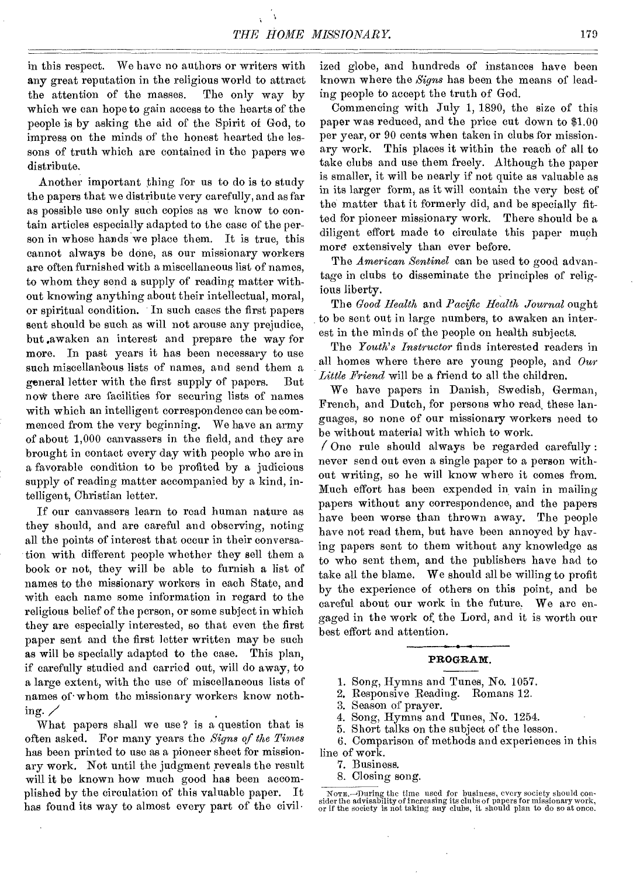in this respect. We have no authors or writers with any great reputation in the religious world to attract the attention of the masses. The only way by which we can hope to gain access to the hearts of the people is by asking the aid of the Spirit of God, to impress on the minds of the honest hearted the lessons of truth which are contained in the papers we distribute.

Another important thing for us to do is to study the papers that we distribute very carefully, and as far as possible use only such copies as we know to contain articles especially adapted to the case of the person in whose hands we place them. It is true, this cannot always be done, as our missionary workers are often furnished with a miscellaneous list of names, to whom they send a supply of reading matter without knowing anything about their intellectual, moral, or spiritual condition. In such cases the first papers sent should be such as will not arouse any prejudice, but awaken an interest and prepare the way for more. In past years it has been necessary to use such miscellaneous lists of names, and send them a general letter with the first supply of papers. But now there are facilities for securing lists of names with which an intelligent correspondence can be commenced from the very beginning. We have an army of about 1,000 canvassers in the field, and they are brought in contact every day with people who are in a favorable condition to be profited by a judicious supply of reading matter accompanied by a kind, intelligent, Christian letter.

If our canvassers learn to read human nature as they should, and are careful and observing, noting all the points of interest that occur in their conversation with different people whether they sell them a book or not, they will be able to furnish a list of names to the missionary workers in each State, and with each name some information in regard to the religious belief of the person, or some subject in which they are especially interested, so that even the first paper sent and the first letter written may be such as will be specially adapted to the case. This plan, if carefully studied and carried out, will do away, to a large extent, with the use of miscellaneous lists of names of whom the missionary workers know nothing.

What papers shall we use? is a question that is often asked. For many years the *Signs of the Times* has been printed to use as a pioneer sheet for missionary work. Not until the judgment reveals the result will it be known how much good has been accomplished by the circulation of this valuable paper. It has found its way to almost every part of the civilized globe, and hundreds of instances have been known where the *Signs* has been the means of leading people to accept the truth of God.

Commencing with July 1, 1890, the size of this paper was reduced, and the price cut down to $1.00 per year, or 90 cents when taken in clubs for missionary work. This places it within the reach of all to take clubs and use them freely. Although the paper is smaller, it will be nearly if not quite as valuable as in its larger form, as it will contain the very best of the matter that it formerly did, and be specially fitted for pioneer missionary work. There should be a diligent effort made to circulate this paper much more extensively than ever before.

The *American Sentinel* can be used to good advantage in clubs to disseminate the principles of religious liberty.

The *Good Health* and *Pacific Health Journal* ought to be sent out in large numbers, to awaken an interest in the minds of the people on health subjects.

The *Youth's Instructor* finds interested readers in all homes where there are young people, and *Our Little Friend* will be a friend to all the children.

We have papers in Danish, Swedish, German, French, and Dutch, for persons who read these languages, so none of our missionary workers need to be without material with which to work.

One rule should always be regarded carefully: never send out even a single paper to a person without writing, so he will know where it comes from. Much effort has been expended in vain in mailing papers without any correspondence, and the papers have been worse than thrown away. The people have not read them, but have been annoyed by having papers sent to them without any knowledge as to who sent them, and the publishers have had to take all the blame. We should all be willing to profit by the experience of others on this point, and be careful about our work in the future. We are engaged in the work of the Lord, and it is worth our best effort and attention.

## PROGRAM.

1. Song, Hymns and Tunes, No. 1057.
2. Responsive Reading. Romans 12.
3. Season of prayer.
4. Song, Hymns and Tunes, No. 1254.
5. Short talks on the subject of the lesson.
6. Comparison of methods and experiences in this line of work.
7. Business.
8. Closing song.

NOTE.—During the time used for business, every society should consider the advisability of increasing its clubs of papers for missionary work, or if the society is not taking any clubs, it should plan to do so at once.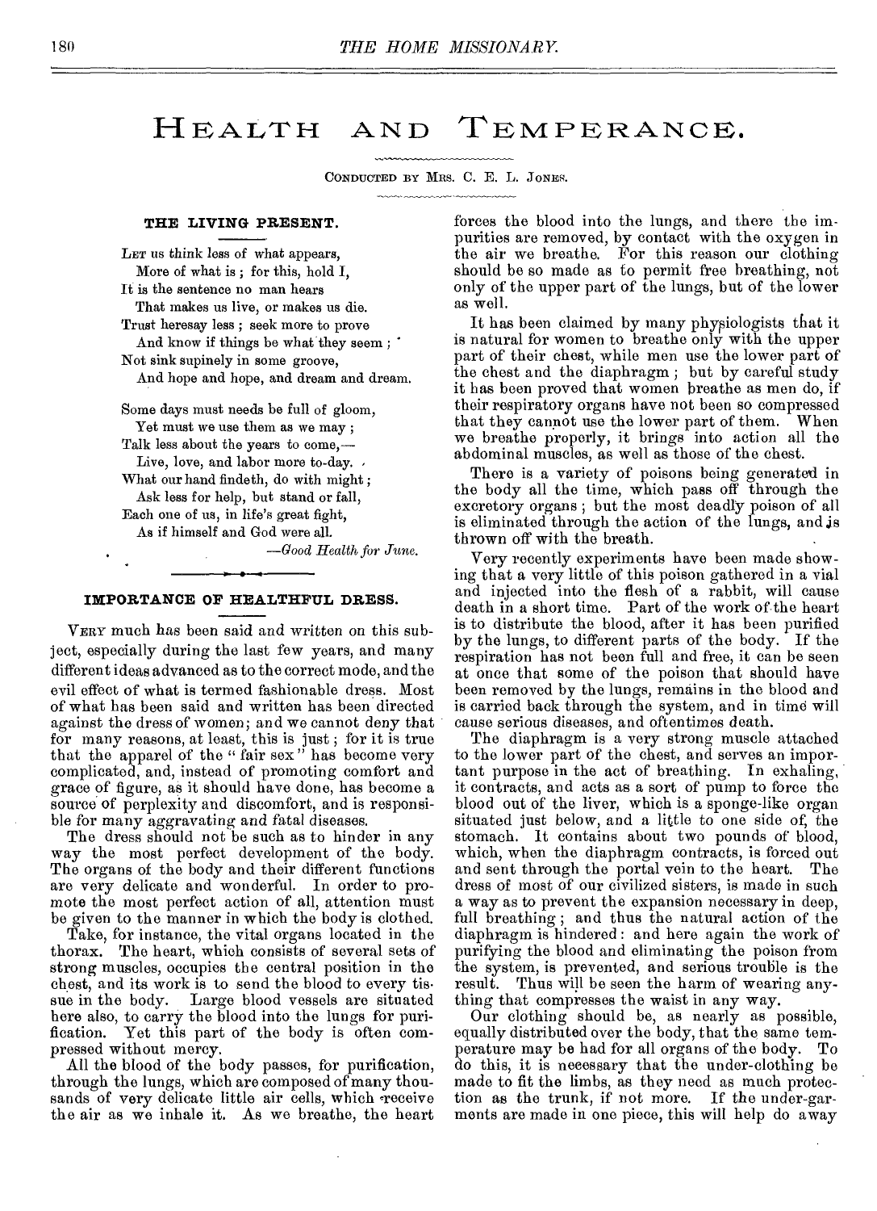# HEALTH AND TEMPERANCE.

CONDUCTED BY MRS. C. E. L. JONES.

### THE LIVING PRESENT.

LET us think less of what appears,
More of what is; for this, hold I,
It is the sentence no man hears
That makes us live, or makes us die.
Trust heresay less; seek more to prove
And know if things be what they seem;
Not sink supinely in some groove,
And hope and hope, and dream and dream.

Some days must needs be full of gloom,
Yet must we use them as we may;
Talk less about the years to come,—
Live, love, and labor more to-day.
What our hand findeth, do with might;
Ask less for help, but stand or fall,
Each one of us, in life's great fight,
As if himself and God were all.

—*Good Health for June.*

### IMPORTANCE OF HEALTHFUL DRESS.

VERY much has been said and written on this subject, especially during the last few years, and many different ideas advanced as to the correct mode, and the evil effect of what is termed fashionable dress. Most of what has been said and written has been directed against the dress of women; and we cannot deny that for many reasons, at least, this is just; for it is true that the apparel of the "fair sex" has become very complicated, and, instead of promoting comfort and grace of figure, as it should have done, has become a source of perplexity and discomfort, and is responsible for many aggravating and fatal diseases.

The dress should not be such as to hinder in any way the most perfect development of the body. The organs of the body and their different functions are very delicate and wonderful. In order to promote the most perfect action of all, attention must be given to the manner in which the body is clothed.

Take, for instance, the vital organs located in the thorax. The heart, which consists of several sets of strong muscles, occupies the central position in the chest, and its work is to send the blood to every tissue in the body. Large blood vessels are situated here also, to carry the blood into the lungs for purification. Yet this part of the body is often compressed without mercy.

All the blood of the body passes, for purification, through the lungs, which are composed of many thousands of very delicate little air cells, which receive the air as we inhale it. As we breathe, the heart forces the blood into the lungs, and there the impurities are removed, by contact with the oxygen in the air we breathe. For this reason our clothing should be so made as to permit free breathing, not only of the upper part of the lungs, but of the lower as well.

It has been claimed by many physiologists that it is natural for women to breathe only with the upper part of their chest, while men use the lower part of the chest and the diaphragm; but by careful study it has been proved that women breathe as men do, if their respiratory organs have not been so compressed that they cannot use the lower part of them. When we breathe properly, it brings into action all the abdominal muscles, as well as those of the chest.

There is a variety of poisons being generated in the body all the time, which pass off through the excretory organs; but the most deadly poison of all is eliminated through the action of the lungs, and is thrown off with the breath.

Very recently experiments have been made showing that a very little of this poison gathered in a vial and injected into the flesh of a rabbit, will cause death in a short time. Part of the work of the heart is to distribute the blood, after it has been purified by the lungs, to different parts of the body. If the respiration has not been full and free, it can be seen at once that some of the poison that should have been removed by the lungs, remains in the blood and is carried back through the system, and in time will cause serious diseases, and oftentimes death.

The diaphragm is a very strong muscle attached to the lower part of the chest, and serves an important purpose in the act of breathing. In exhaling, it contracts, and acts as a sort of pump to force the blood out of the liver, which is a sponge-like organ situated just below, and a little to one side of, the stomach. It contains about two pounds of blood, which, when the diaphragm contracts, is forced out and sent through the portal vein to the heart. The dress of most of our civilized sisters, is made in such a way as to prevent the expansion necessary in deep, full breathing; and thus the natural action of the diaphragm is hindered: and here again the work of purifying the blood and eliminating the poison from the system, is prevented, and serious trouble is the result. Thus will be seen the harm of wearing anything that compresses the waist in any way.

Our clothing should be, as nearly as possible, equally distributed over the body, that the same temperature may be had for all organs of the body. To do this, it is necessary that the under-clothing be made to fit the limbs, as they need as much protection as the trunk, if not more. If the under-garments are made in one piece, this will help do away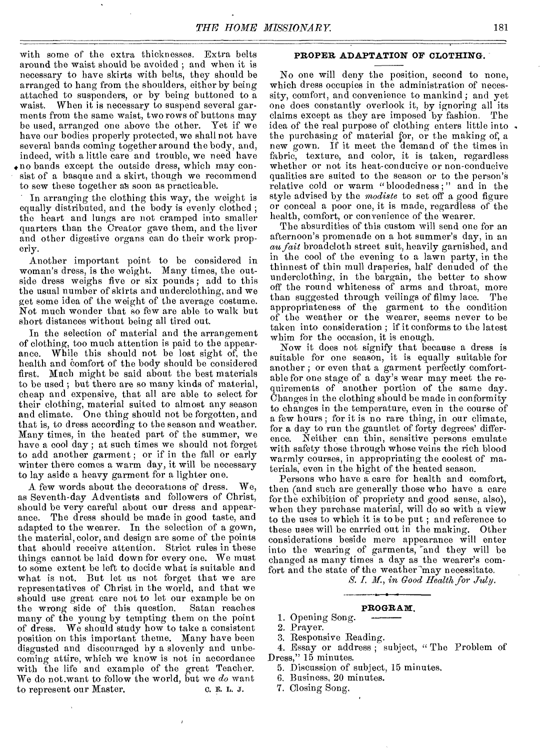with some of the extra thicknesses. Extra belts around the waist should be avoided; and when it is necessary to have skirts with belts, they should be arranged to hang from the shoulders, either by being attached to suspenders, or by being buttoned to a waist. When it is necessary to suspend several garments from the same waist, two rows of buttons may be used, arranged one above the other. Yet if we have our bodies properly protected, we shall not have several bands coming together around the body, and, indeed, with a little care and trouble, we need have no bands except the outside dress, which may consist of a basque and a skirt, though we recommend to sew these together as soon as practicable.

In arranging the clothing this way, the weight is equally distributed, and the body is evenly clothed; the heart and lungs are not cramped into smaller quarters than the Creator gave them, and the liver and other digestive organs can do their work properly.

Another important point to be considered in woman's dress, is the weight. Many times, the outside dress weighs five or six pounds; add to this the usual number of skirts and underclothing, and we get some idea of the weight of the average costume. Not much wonder that so few are able to walk but short distances without being all tired out.

In the selection of material and the arrangement of clothing, too much attention is paid to the appearance. While this should not be lost sight of, the health and comfort of the body should be considered first. Much might be said about the best materials to be used; but there are so many kinds of material, cheap and expensive, that all are able to select for their clothing, material suited to almost any season and climate. One thing should not be forgotten, and that is, to dress according to the season and weather. Many times, in the heated part of the summer, we have a cool day; at such times we should not forget to add another garment; or if in the fall or early winter there comes a warm day, it will be necessary to lay aside a heavy garment for a lighter one.

A few words about the decorations of dress. We, as Seventh-day Adventists and followers of Christ, should be very careful about our dress and appearance. The dress should be made in good taste, and adapted to the wearer. In the selection of a gown, the material, color, and design are some of the points that should receive attention. Strict rules in these things cannot be laid down for every one. We must to some extent be left to decide what is suitable and what is not. But let us not forget that we are representatives of Christ in the world, and that we should use great care not to let our example be on the wrong side of this question. Satan reaches many of the young by tempting them on the point of dress. We should study how to take a consistent position on this important theme. Many have been disgusted and discouraged by a slovenly and unbecoming attire, which we know is not in accordance with the life and example of the great Teacher. We do not want to follow the world, but we *do* want to represent our Master.

C. E. L. J.

## PROPER ADAPTATION OF CLOTHING.

No one will deny the position, second to none, which dress occupies in the administration of necessity, comfort, and convenience to mankind; and yet one does constantly overlook it, by ignoring all its claims except as they are imposed by fashion. The idea of the real purpose of clothing enters little into the purchasing of material for, or the making of, a new gown. If it meet the demand of the times in fabric, texture, and color, it is taken, regardless whether or not its heat-conducive or non-conducive qualities are suited to the season or to the person's relative cold or warm "bloodedness;" and in the style advised by the *modiste* to set off a good figure or conceal a poor one, it is made, regardless of the health, comfort, or convenience of the wearer.

The absurdities of this custom will send one for an afternoon's promenade on a hot summer's day, in an *au fait* broadcloth street suit, heavily garnished, and in the cool of the evening to a lawn party, in the thinnest of thin mull draperies, half denuded of the underclothing, in the bargain, the better to show off the round whiteness of arms and throat, more than suggested through veilings of filmy lace. The appropriateness of the garment to the condition of the weather or the wearer, seems never to be taken into consideration; if it conforms to the latest whim for the occasion, it is enough.

Now it does not signify that because a dress is suitable for one season, it is equally suitable for another; or even that a garment perfectly comfortable for one stage of a day's wear may meet the requirements of another portion of the same day. Changes in the clothing should be made in conformity to changes in the temperature, even in the course of a few hours; for it is no rare thing, in our climate, for a day to run the gauntlet of forty degrees' difference. Neither can thin, sensitive persons emulate with safety those through whose veins the rich blood warmly courses, in appropriating the coolest of materials, even in the hight of the heated season.

Persons who have a care for health and comfort, then (and such are generally those who have a care for the exhibition of propriety and good sense, also), when they purchase material, will do so with a view to the uses to which it is to be put; and reference to these uses will be carried out in the making. Other considerations beside mere appearance will enter into the wearing of garments, and they will be changed as many times a day as the wearer's comfort and the state of the weather may necessitate.

*S. I. M., in Good Health for July.*

## PROGRAM.

1. Opening Song.
2. Prayer.
3. Responsive Reading.
4. Essay or address; subject, "The Problem of Dress," 15 minutes.
5. Discussion of subject, 15 minutes.
6. Business, 20 minutes.
7. Closing Song.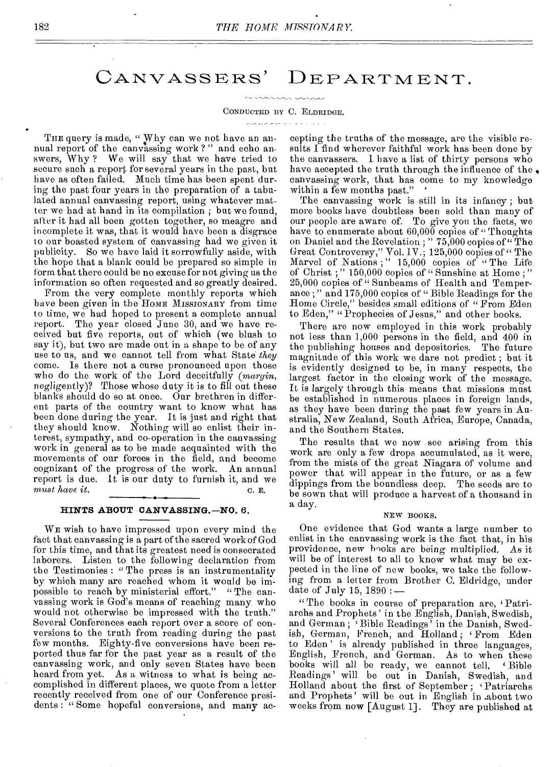# CANVASSERS' DEPARTMENT.

CONDUCTED BY C. ELDRIDGE.

THE query is made, "Why can we not have an annual report of the canvassing work?" and echo answers, Why? We will say that we have tried to secure such a report for several years in the past, but have as often failed. Much time has been spent during the past four years in the preparation of a tabulated annual canvassing report, using whatever matter we had at hand in its compilation; but we found, after it had all been gotten together, so meagre and incomplete it was, that it would have been a disgrace to our boasted system of canvassing had we given it publicity. So we have laid it sorrowfully aside, with the hope that a blank could be prepared so simple in form that there could be no excuse for not giving us the information so often requested and so greatly desired.

From the very complete monthly reports which have been given in the HOME MISSIONARY from time to time, we had hoped to present a complete annual report. The year closed June 30, and we have received but five reports, out of which (we blush to say it), but two are made out in a shape to be of any use to us, and we cannot tell from what State *they* come. Is there not a curse pronounced upon those who do the work of the Lord deceitfully (*margin, negligently*)? Those whose duty it is to fill out these blanks should do so at once. Our brethren in different parts of the country want to know what has been done during the year. It is just and right that they should know. Nothing will so enlist their interest, sympathy, and co-operation in the canvassing work in general as to be made acquainted with the movements of our forces in the field, and become cognizant of the progress of the work. An annual report is due. It is our duty to furnish it, and we *must have it*.

C. E.

### HINTS ABOUT CANVASSING.—NO. 6.

WE wish to have impressed upon every mind the fact that canvassing is a part of the sacred work of God for this time, and that its greatest need is consecrated laborers. Listen to the following declaration from the Testimonies: "The press is an instrumentality by which many are reached whom it would be impossible to reach by ministerial effort." "The canvassing work is God's means of reaching many who would not otherwise be impressed with the truth." Several Conferences each report over a score of conversions to the truth from reading during the past few months. Eighty-five conversions have been reported thus far for the past year as a result of the canvassing work, and only seven States have been heard from yet. As a witness to what is being accomplished in different places, we quote from a letter recently received from one of our Conference presidents: "Some hopeful conversions, and many accepting the truths of the message, are the visible results I find wherever faithful work has been done by the canvassers. I have a list of thirty persons who have accepted the truth through the influence of the canvassing work, that has come to my knowledge within a few months past."

The canvassing work is still in its infancy; but more books have doubtless been sold than many of our people are aware of. To give you the facts, we have to enumerate about 60,000 copies of "Thoughts on Daniel and the Revelation;" 75,000 copies of "The Great Controversy," Vol. IV.; 125,000 copies of "The Marvel of Nations;" 15,000 copies of "The Life of Christ;" 150,000 copies of "Sunshine at Home;" 25,000 copies of "Sunbeams of Health and Temperance;" and 175,000 copies of "Bible Readings for the Home Circle," besides small editions of "From Eden to Eden," "Prophecies of Jesus," and other books.

There are now employed in this work probably not less than 1,000 persons in the field, and 400 in the publishing houses and depositories. The future magnitude of this work we dare not predict; but it is evidently designed to be, in many respects, the largest factor in the closing work of the message. It is largely through this means that missions must be established in numerous places in foreign lands, as they have been during the past few years in Australia, New Zealand, South Africa, Europe, Canada, and the Southern States.

The results that we now see arising from this work are only a few drops accumulated, as it were, from the mists of the great Niagara of volume and power that will appear in the future, or as a few dippings from the boundless deep. The seeds are to be sown that will produce a harvest of a thousand in a day.

#### NEW BOOKS.

One evidence that God wants a large number to enlist in the canvassing work is the fact that, in his providence, new books are being multiplied. As it will be of interest to all to know what may be expected in the line of new books, we take the following from a letter from Brother C. Eldridge, under date of July 15, 1890:—

"The books in course of preparation are, 'Patriarchs and Prophets' in the English, Danish, Swedish, and German; 'Bible Readings' in the Danish, Swedish, German, French, and Holland; 'From Eden to Eden' is already published in three languages, English, French, and German. As to when these books will all be ready, we cannot tell. 'Bible Readings' will be out in Danish, Swedish, and Holland about the first of September; 'Patriarchs and Prophets' will be out in English in about two weeks from now [August 1]. They are published at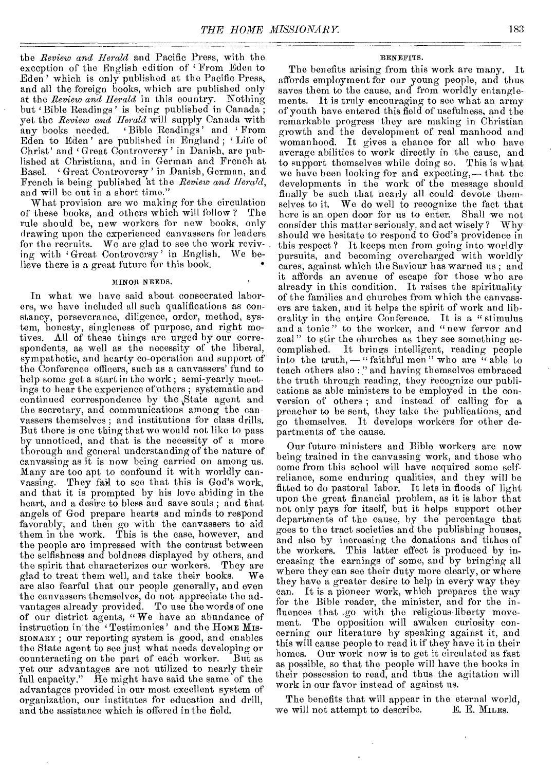the *Review and Herald* and Pacific Press, with the exception of the English edition of 'From Eden to Eden' which is only published at the Pacific Press, and all the foreign books, which are published only at the *Review and Herald* in this country. Nothing but 'Bible Readings' is being published in Canada; yet the *Review and Herald* will supply Canada with any books needed. 'Bible Readings' and 'From Eden to Eden' are published in England; 'Life of Christ' and 'Great Controversy' in Danish, are published at Christiana, and in German and French at Basel. 'Great Controversy' in Danish, German, and French is being published at the *Review and Herald*, and will be out in a short time."

What provision are we making for the circulation of these books, and others which will follow? The rule should be, new workers for new books, only drawing upon the experienced canvassers for leaders for the recruits. We are glad to see the work reviving with 'Great Controversy' in English. We believe there is a great future for this book.

## MINOR NEEDS.

In what we have said about consecrated laborers, we have included all such qualifications as constancy, perseverance, diligence, order, method, system, honesty, singleness of purpose, and right motives. All of these things are urged by our correspondents, as well as the necessity of the liberal, sympathetic, and hearty co-operation and support of the Conference officers, such as a canvassers' fund to help some get a start in the work; semi-yearly meetings to hear the experience of others; systematic and continued correspondence by the State agent and the secretary, and communications among the canvassers themselves; and institutions for class drills. But there is one thing that we would not like to pass by unnoticed, and that is the necessity of a more thorough and general understanding of the nature of canvassing as it is now being carried on among us. Many are too apt to confound it with worldly canvassing. They fail to see that this is God's work, and that it is prompted by his love abiding in the heart, and a desire to bless and save souls; and that angels of God prepare hearts and minds to respond favorably, and then go with the canvassers to aid them in the work. This is the case, however, and the people are impressed with the contrast between the selfishness and boldness displayed by others, and the spirit that characterizes our workers. They are glad to treat them well, and take their books. We are also fearful that our people generally, and even the canvassers themselves, do not appreciate the advantages already provided. To use the words of one of our district agents, "We have an abundance of instruction in the 'Testimonies' and the HOME MISSIONARY; our reporting system is good, and enables the State agent to see just what needs developing or counteracting on the part of each worker. But as yet our advantages are not utilized to nearly their full capacity." He might have said the same of the advantages provided in our most excellent system of organization, our institutes for education and drill, and the assistance which is offered in the field.

## BENEFITS.

The benefits arising from this work are many. It affords employment for our young people, and thus saves them to the cause, and from worldly entanglements. It is truly encouraging to see what an army of youth have entered this field of usefulness, and the remarkable progress they are making in Christian growth and the development of real manhood and womanhood. It gives a chance for all who have average abilities to work directly in the cause, and to support themselves while doing so. This is what we have been looking for and expecting,— that the developments in the work of the message should finally be such that nearly all could devote themselves to it. We do well to recognize the fact that here is an open door for us to enter. Shall we not consider this matter seriously, and act wisely? Why should we hesitate to respond to God's providence in this respect? It keeps men from going into worldly pursuits, and becoming overcharged with worldly cares, against which the Saviour has warned us; and it affords an avenue of escape for those who are already in this condition. It raises the spirituality of the families and churches from which the canvassers are taken, and it helps the spirit of work and liberality in the entire Conference. It is a "stimulus and a tonic" to the worker, and "new fervor and zeal" to stir the churches as they see something accomplished. It brings intelligent, reading people into the truth,— "faithful men" who are "able to teach others also:" and having themselves embraced the truth through reading, they recognize our publications as able ministers to be employed in the conversion of others; and instead of calling for a preacher to be sent, they take the publications, and go themselves. It develops workers for other departments of the cause.

Our future ministers and Bible workers are now being trained in the canvassing work, and those who come from this school will have acquired some self-reliance, some enduring qualities, and they will be fitted to do pastoral labor. It lets in floods of light upon the great financial problem, as it is labor that not only pays for itself, but it helps support other departments of the cause, by the percentage that goes to the tract societies and the publishing houses, and also by increasing the donations and tithes of the workers. This latter effect is produced by increasing the earnings of some, and by bringing all where they can see their duty more clearly, or where they have a greater desire to help in every way they can. It is a pioneer work, which prepares the way for the Bible reader, the minister, and for the influences that go with the religious liberty movement. The opposition will awaken curiosity concerning our literature by speaking against it, and this will cause people to read it if they have it in their homes. Our work now is to get it circulated as fast as possible, so that the people will have the books in their possession to read, and thus the agitation will work in our favor instead of against us.

The benefits that will appear in the eternal world, we will not attempt to describe. E. E. MILES.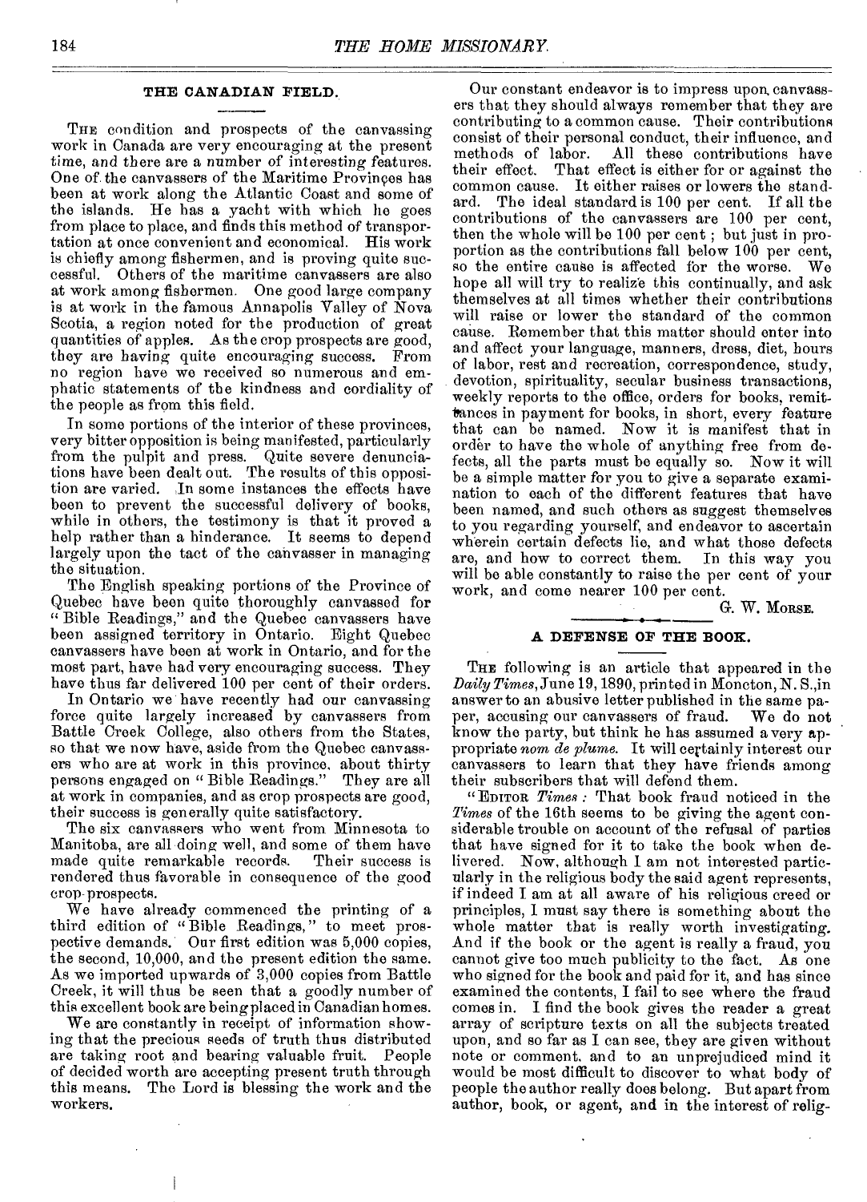## THE CANADIAN FIELD.

THE condition and prospects of the canvassing work in Canada are very encouraging at the present time, and there are a number of interesting features. One of the canvassers of the Maritime Provinces has been at work along the Atlantic Coast and some of the islands. He has a yacht with which he goes from place to place, and finds this method of transportation at once convenient and economical. His work is chiefly among fishermen, and is proving quite successful. Others of the maritime canvassers are also at work among fishermen. One good large company is at work in the famous Annapolis Valley of Nova Scotia, a region noted for the production of great quantities of apples. As the crop prospects are good, they are having quite encouraging success. From no region have we received so numerous and emphatic statements of the kindness and cordiality of the people as from this field.

In some portions of the interior of these provinces, very bitter opposition is being manifested, particularly from the pulpit and press. Quite severe denunciations have been dealt out. The results of this opposition are varied. In some instances the effects have been to prevent the successful delivery of books, while in others, the testimony is that it proved a help rather than a hinderance. It seems to depend largely upon the tact of the canvasser in managing the situation.

The English speaking portions of the Province of Quebec have been quite thoroughly canvassed for "Bible Readings," and the Quebec canvassers have been assigned territory in Ontario. Eight Quebec canvassers have been at work in Ontario, and for the most part, have had very encouraging success. They have thus far delivered 100 per cent of their orders.

In Ontario we have recently had our canvassing force quite largely increased by canvassers from Battle Creek College, also others from the States, so that we now have, aside from the Quebec canvassers who are at work in this province, about thirty persons engaged on "Bible Readings." They are all at work in companies, and as crop prospects are good, their success is generally quite satisfactory.

The six canvassers who went from Minnesota to Manitoba, are all doing well, and some of them have made quite remarkable records. Their success is rendered thus favorable in consequence of the good crop-prospects.

We have already commenced the printing of a third edition of "Bible Readings," to meet prospective demands. Our first edition was 5,000 copies, the second, 10,000, and the present edition the same. As we imported upwards of 3,000 copies from Battle Creek, it will thus be seen that a goodly number of this excellent book are being placed in Canadian homes.

We are constantly in receipt of information showing that the precious seeds of truth thus distributed are taking root and bearing valuable fruit. People of decided worth are accepting present truth through this means. The Lord is blessing the work and the workers.

Our constant endeavor is to impress upon canvassers that they should always remember that they are contributing to a common cause. Their contributions consist of their personal conduct, their influence, and methods of labor. All these contributions have their effect. That effect is either for or against the common cause. It either raises or lowers the standard. The ideal standard is 100 per cent. If all the contributions of the canvassers are 100 per cent, then the whole will be 100 per cent; but just in proportion as the contributions fall below 100 per cent, so the entire cause is affected for the worse. We hope all will try to realize this continually, and ask themselves at all times whether their contributions will raise or lower the standard of the common cause. Remember that this matter should enter into and affect your language, manners, dress, diet, hours of labor, rest and recreation, correspondence, study, devotion, spirituality, secular business transactions, weekly reports to the office, orders for books, remittances in payment for books, in short, every feature that can be named. Now it is manifest that in order to have the whole of anything free from defects, all the parts must be equally so. Now it will be a simple matter for you to give a separate examination to each of the different features that have been named, and such others as suggest themselves to you regarding yourself, and endeavor to ascertain wherein certain defects lie, and what those defects are, and how to correct them. In this way you will be able constantly to raise the per cent of your work, and come nearer 100 per cent.

G. W. MORSE.

## A DEFENSE OF THE BOOK.

THE following is an article that appeared in the *Daily Times*, June 19, 1890, printed in Moncton, N. S., in answer to an abusive letter published in the same paper, accusing our canvassers of fraud. We do not know the party, but think he has assumed a very appropriate *nom de plume*. It will certainly interest our canvassers to learn that they have friends among their subscribers that will defend them.

"EDITOR *Times*: That book fraud noticed in the *Times* of the 16th seems to be giving the agent considerable trouble on account of the refusal of parties that have signed for it to take the book when delivered. Now, although I am not interested particularly in the religious body the said agent represents, if indeed I am at all aware of his religious creed or principles, I must say there is something about the whole matter that is really worth investigating. And if the book or the agent is really a fraud, you cannot give too much publicity to the fact. As one who signed for the book and paid for it, and has since examined the contents, I fail to see where the fraud comes in. I find the book gives the reader a great array of scripture texts on all the subjects treated upon, and so far as I can see, they are given without note or comment, and to an unprejudiced mind it would be most difficult to discover to what body of people the author really does belong. But apart from author, book, or agent, and in the interest of relig-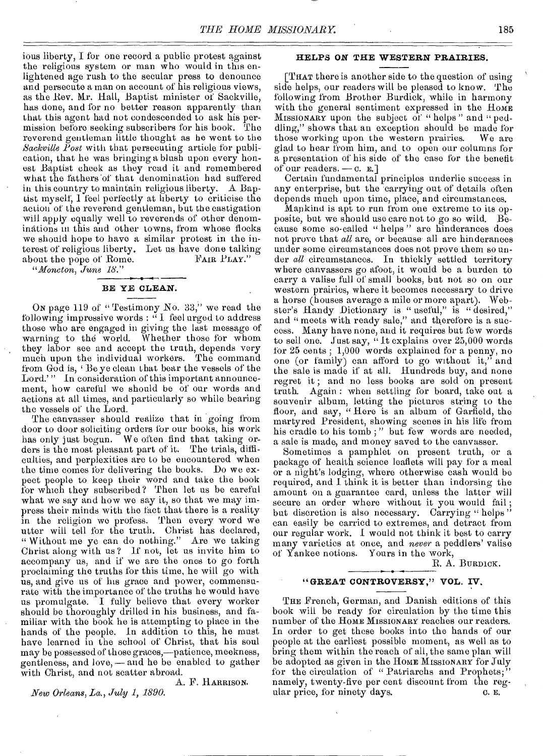ious liberty, I for one record a public protest against the religious system or man who would in this enlightened age rush to the secular press to denounce and persecute a man on account of his religious views, as the Rev. Mr. Hall, Baptist minister of Sackville, has done, and for no better reason apparently than that this agent had not condescended to ask his permission before seeking subscribers for his book. The reverend gentleman little thought as he went to the *Sackville Post* with that persecuting article for publication, that he was bringing a blush upon every honest Baptist cheek as they read it and remembered what the fathers of that denomination had suffered in this country to maintain religious liberty. A Baptist myself, I feel perfectly at liberty to criticise the action of the reverend gentleman, but the castigation will apply equally well to reverends of other denominations in this and other towns, from whose flocks we should hope to have a similar protest in the interest of religious liberty. Let us have done talking about the pope of Rome. FAIR PLAY."

"*Moncton, June 18.*"

## BE YE CLEAN.

ON page 119 of "Testimony No. 33," we read the following impressive words: "I feel urged to address those who are engaged in giving the last message of warning to the world. Whether those for whom they labor see and accept the truth, depends very much upon the individual workers. The command from God is, 'Be ye clean that bear the vessels of the Lord.'" In consideration of this important announcement, how careful we should be of our words and actions at all times, and particularly so while bearing the vessels of the Lord.

The canvasser should realize that in going from door to door soliciting orders for our books, his work has only just begun. We often find that taking orders is the most pleasant part of it. The trials, difficulties, and perplexities are to be encountered when the time comes for delivering the books. Do we expect people to keep their word and take the book for which they subscribed? Then let us be careful what we say and how we say it, so that we may impress their minds with the fact that there is a reality in the religion we profess. Then every word we utter will tell for the truth. Christ has declared, "Without me ye can do nothing." Are we taking Christ along with us? If not, let us invite him to accompany us, and if we are the ones to go forth proclaiming the truths for this time, he will go with us, and give us of his grace and power, commensurate with the importance of the truths he would have us promulgate. I fully believe that every worker should be thoroughly drilled in his business, and familiar with the book he is attempting to place in the hands of the people. In addition to this, he must have learned in the school of Christ, that his soul may be possessed of those graces,—patience, meekness, gentleness, and love, — and he be enabled to gather with Christ, and not scatter abroad.

A. F. HARRISON.

*New Orleans, La., July 1, 1890.*

## HELPS ON THE WESTERN PRAIRIES.

[THAT there is another side to the question of using side helps, our readers will be pleased to know. The following from Brother Burdick, while in harmony with the general sentiment expressed in the HOME MISSIONARY upon the subject of "helps" and "peddling," shows that an exception should be made for those working upon the western prairies. We are glad to hear from him, and to open our columns for a presentation of his side of the case for the benefit of our readers. — C. E.]

Certain fundamental principles underlie success in any enterprise, but the carrying out of details often depends much upon time, place, and circumstances.

Mankind is apt to run from one extreme to its opposite, but we should use care not to go so wild. Because some so-called "helps" are hinderances does not prove that *all* are, or because all are hinderances under some circumstances does not prove them so under *all* circumstances. In thickly settled territory where canvassers go afoot, it would be a burden to carry a valise full of small books, but not so on our western prairies, where it becomes necessary to drive a horse (houses average a mile or more apart). Webster's Handy Dictionary is "useful," is "desired," and "meets with ready sale," and therefore is a success. Many have none, and it requires but few words to sell one. Just say, "It explains over 25,000 words for 25 cents; 1,000 words explained for a penny, no one (or family) can afford to go without it," and the sale is made if at all. Hundreds buy, and none regret it; and no less books are sold on present truth. Again: when settling for board, take out a souvenir album, letting the pictures string to the floor, and say, "Here is an album of Garfield, the martyred President, showing scenes in his life from his cradle to his tomb;" but few words are needed, a sale is made, and money saved to the canvasser.

Sometimes a pamphlet on present truth, or a package of health science leaflets will pay for a meal or a night's lodging, where otherwise cash would be required, and I think it is better than indorsing the amount on a guarantee card, unless the latter will secure an order where without it you would fail; but discretion is also necessary. Carrying "helps" can easily be carried to extremes, and detract from our regular work. I would not think it best to carry many varieties at once, and *never* a peddlers' valise of Yankee notions. Yours in the work,

R. A. BURDICK.

## "GREAT CONTROVERSY," VOL. IV.

THE French, German, and Danish editions of this book will be ready for circulation by the time this number of the HOME MISSIONARY reaches our readers. In order to get these books into the hands of our people at the earliest possible moment, as well as to bring them within the reach of all, the same plan will be adopted as given in the HOME MISSIONARY for July for the circulation of "Patriarchs and Prophets;" namely, twenty-five per cent discount from the regular price, for ninety days. C. E.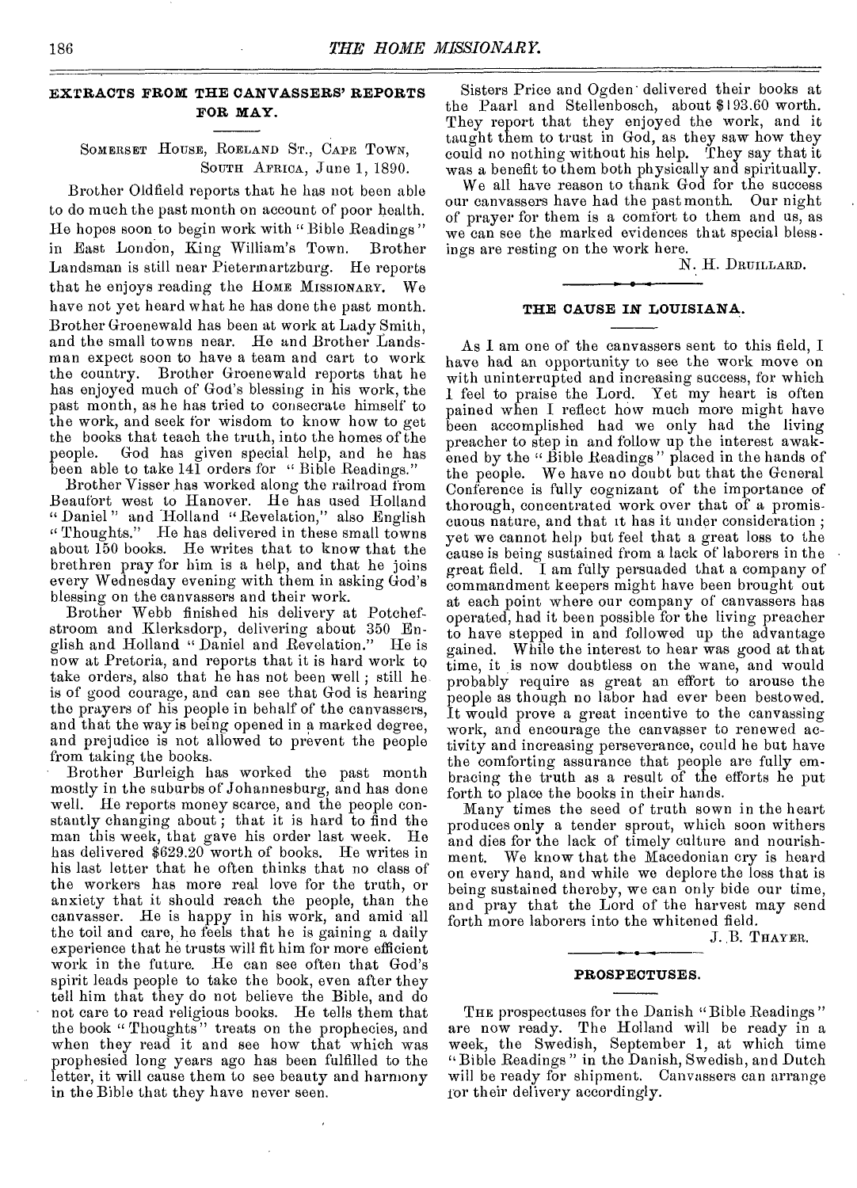## EXTRACTS FROM THE CANVASSERS' REPORTS FOR MAY.

SOMERSET HOUSE, ROELAND ST., CAPE TOWN,
SOUTH AFRICA, June 1, 1890.

Brother Oldfield reports that he has not been able to do much the past month on account of poor health. He hopes soon to begin work with "Bible Readings" in East London, King William's Town. Brother Landsman is still near Pietermartzburg. He reports that he enjoys reading the HOME MISSIONARY. We have not yet heard what he has done the past month. Brother Groenewald has been at work at Lady Smith, and the small towns near. He and Brother Landsman expect soon to have a team and cart to work the country. Brother Groenewald reports that he has enjoyed much of God's blessing in his work, the past month, as he has tried to consecrate himself to the work, and seek for wisdom to know how to get the books that teach the truth, into the homes of the people. God has given special help, and he has been able to take 141 orders for "Bible Readings."

Brother Visser has worked along the railroad from Beaufort west to Hanover. He has used Holland "Daniel" and Holland "Revelation," also English "Thoughts." He has delivered in these small towns about 150 books. He writes that to know that the brethren pray for him is a help, and that he joins every Wednesday evening with them in asking God's blessing on the canvassers and their work.

Brother Webb finished his delivery at Potchefstroom and Klerksdorp, delivering about 350 English and Holland "Daniel and Revelation." He is now at Pretoria, and reports that it is hard work to take orders, also that he has not been well; still he is of good courage, and can see that God is hearing the prayers of his people in behalf of the canvassers, and that the way is being opened in a marked degree, and prejudice is not allowed to prevent the people from taking the books.

Brother Burleigh has worked the past month mostly in the suburbs of Johannesburg, and has done well. He reports money scarce, and the people constantly changing about; that it is hard to find the man this week, that gave his order last week. He has delivered $629.20 worth of books. He writes in his last letter that he often thinks that no class of the workers has more real love for the truth, or anxiety that it should reach the people, than the canvasser. He is happy in his work, and amid all the toil and care, he feels that he is gaining a daily experience that he trusts will fit him for more efficient work in the future. He can see often that God's spirit leads people to take the book, even after they tell him that they do not believe the Bible, and do not care to read religious books. He tells them that the book "Thoughts" treats on the prophecies, and when they read it and see how that which was prophesied long years ago has been fulfilled to the letter, it will cause them to see beauty and harmony in the Bible that they have never seen.

Sisters Price and Ogden delivered their books at the Paarl and Stellenbosch, about $193.60 worth. They report that they enjoyed the work, and it taught them to trust in God, as they saw how they could no nothing without his help. They say that it was a benefit to them both physically and spiritually.

We all have reason to thank God for the success our canvassers have had the past month. Our night of prayer for them is a comfort to them and us, as we can see the marked evidences that special blessings are resting on the work here.

N. H. DRUILLARD.

## THE CAUSE IN LOUISIANA.

As I am one of the canvassers sent to this field, I have had an opportunity to see the work move on with uninterrupted and increasing success, for which I feel to praise the Lord. Yet my heart is often pained when I reflect how much more might have been accomplished had we only had the living preacher to step in and follow up the interest awakened by the "Bible Readings" placed in the hands of the people. We have no doubt but that the General Conference is fully cognizant of the importance of thorough, concentrated work over that of a promiscuous nature, and that it has it under consideration; yet we cannot help but feel that a great loss to the cause is being sustained from a lack of laborers in the great field. I am fully persuaded that a company of commandment keepers might have been brought out at each point where our company of canvassers has operated, had it been possible for the living preacher to have stepped in and followed up the advantage gained. While the interest to hear was good at that time, it is now doubtless on the wane, and would probably require as great an effort to arouse the people as though no labor had ever been bestowed. It would prove a great incentive to the canvassing work, and encourage the canvasser to renewed activity and increasing perseverance, could he but have the comforting assurance that people are fully embracing the truth as a result of the efforts he put forth to place the books in their hands.

Many times the seed of truth sown in the heart produces only a tender sprout, which soon withers and dies for the lack of timely culture and nourishment. We know that the Macedonian cry is heard on every hand, and while we deplore the loss that is being sustained thereby, we can only bide our time, and pray that the Lord of the harvest may send forth more laborers into the whitened field.

J. B. THAYER.

## PROSPECTUSES.

THE prospectuses for the Danish "Bible Readings" are now ready. The Holland will be ready in a week, the Swedish, September 1, at which time "Bible Readings" in the Danish, Swedish, and Dutch will be ready for shipment. Canvassers can arrange for their delivery accordingly.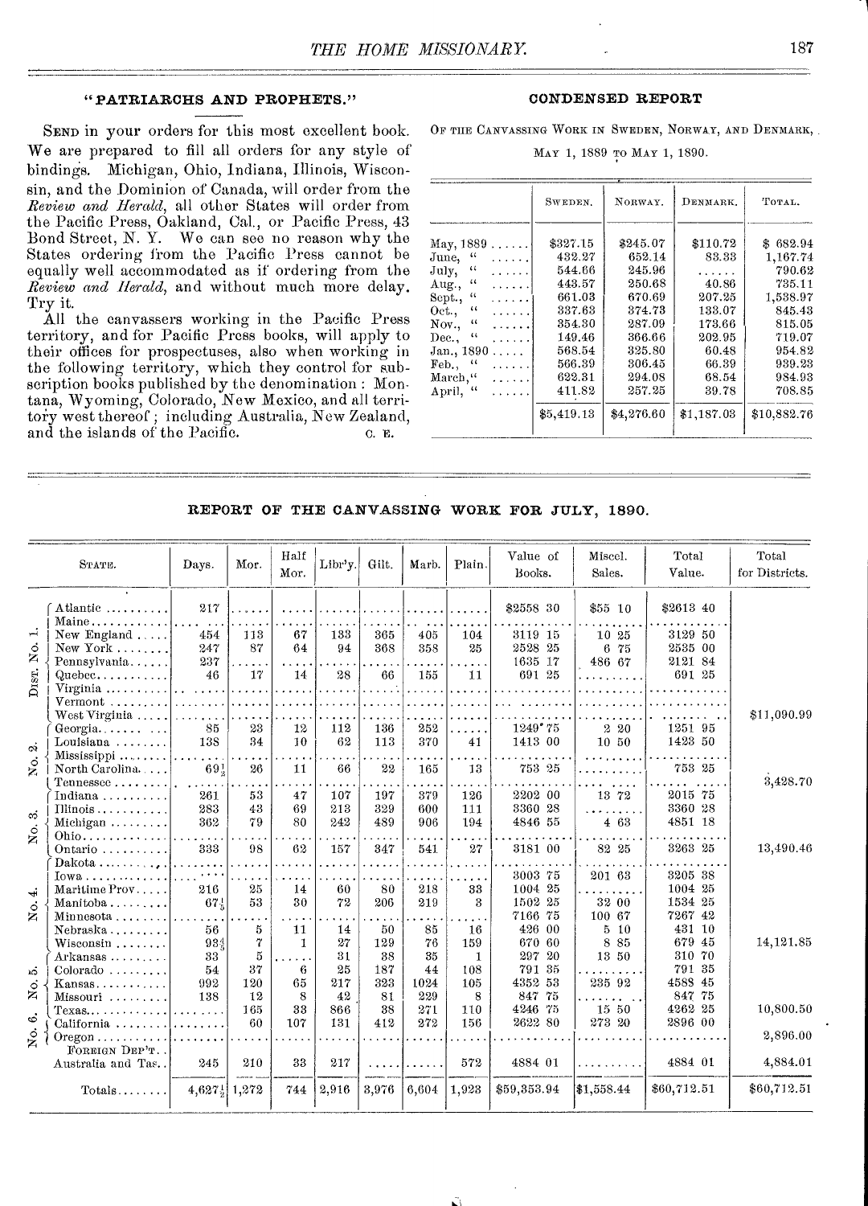## "PATRIARCHS AND PROPHETS."

Send in your orders for this most excellent book. We are prepared to fill all orders for any style of bindings. Michigan, Ohio, Indiana, Illinois, Wisconsin, and the Dominion of Canada, will order from the *Review and Herald*, all other States will order from the Pacific Press, Oakland, Cal., or Pacific Press, 43 Bond Street, N. Y. We can see no reason why the States ordering from the Pacific Press cannot be equally well accommodated as if ordering from the *Review and Herald*, and without much more delay. Try it.

All the canvassers working in the Pacific Press territory, and for Pacific Press books, will apply to their offices for prospectuses, also when working in the following territory, which they control for subscription books published by the denomination: Montana, Wyoming, Colorado, New Mexico, and all territory west thereof; including Australia, New Zealand, and the islands of the Pacific.

C. E.

## CONDENSED REPORT

Of the Canvassing Work in Sweden, Norway, and Denmark, May 1, 1889 to May 1, 1890.

| | Sweden. | Norway. | Denmark. | Total. |
|---|---|---|---|---|
| May, 1889 | $327.15 | $245.07 | $110.72 | $ 682.94 |
| June, " | 432.27 | 652.14 | 83.33 | 1,167.74 |
| July, " | 544.66 | 245.96 | ...... | 790.62 |
| Aug., " | 443.57 | 250.68 | 40.86 | 735.11 |
| Sept., " | 661.03 | 670.69 | 207.25 | 1,538.97 |
| Oct., " | 337.63 | 374.73 | 133.07 | 845.43 |
| Nov., " | 354.30 | 287.09 | 173.66 | 815.05 |
| Dec., " | 149.46 | 366.66 | 202.95 | 719.07 |
| Jan., 1890 | 568.54 | 325.80 | 60.48 | 954.82 |
| Feb., " | 566.39 | 306.45 | 66.39 | 939.23 |
| March, " | 622.31 | 294.08 | 68.54 | 984.93 |
| April, " | 411.82 | 257.25 | 39.78 | 708.85 |
| | $5,419.13 | $4,276.60 | $1,187.03 | $10,882.76 |

## REPORT OF THE CANVASSING WORK FOR JULY, 1890.

| | State. | Days. | Mor. | Half Mor. | Libr'y. | Gilt. | Marb. | Plain. | Value of Books. | Miscel. Sales. | Total Value. | Total for Districts. |
|---|---|---|---|---|---|---|---|---|---|---|---|---|
| Dist. No. 1. | Atlantic | 217 | | | | | | | $2558 30 | $55 10 | $2613 40 | |
| | Maine | | | | | | | | | | | |
| | New England | 454 | 113 | 67 | 133 | 365 | 405 | 104 | 3119 15 | 10 25 | 3129 50 | |
| | New York | 247 | 87 | 64 | 94 | 368 | 358 | 25 | 2528 25 | 6 75 | 2535 00 | |
| | Pennsylvania | 237 | | | | | | | 1635 17 | 486 67 | 2121 84 | |
| | Quebec | 46 | 17 | 14 | 28 | 66 | 155 | 11 | 691 25 | | 691 25 | |
| | Virginia | | | | | | | | | | | |
| | Vermont | | | | | | | | | | | |
| | West Virginia | | | | | | | | | | | $11,090.99 |
| No. 2. | Georgia | 85 | 23 | 12 | 112 | 136 | 252 | | 1249 75 | 2 20 | 1251 95 | |
| | Louisiana | 138 | 34 | 10 | 62 | 113 | 370 | 41 | 1413 00 | 10 50 | 1423 50 | |
| | Mississippi | | | | | | | | | | | |
| | North Carolina | 69½ | 26 | 11 | 66 | 22 | 165 | 13 | 753 25 | | 753 25 | |
| | Tennessee | | | | | | | | | | | 3,428.70 |
| No. 3. | Indiana | 261 | 53 | 47 | 107 | 197 | 379 | 126 | 2202 00 | 13 72 | 2015 75 | |
| | Illinois | 283 | 43 | 69 | 213 | 329 | 600 | 111 | 3360 28 | | 3360 28 | |
| | Michigan | 362 | 79 | 80 | 242 | 489 | 906 | 194 | 4846 55 | 4 63 | 4851 18 | |
| | Ohio | | | | | | | | | | | |
| | Ontario | 333 | 98 | 62 | 157 | 347 | 541 | 27 | 3181 00 | 82 25 | 3263 25 | 13,490.46 |
| No. 4. | Dakota | | | | | | | | | | | |
| | Iowa | | | | | | | | 3003 75 | 201 63 | 3205 38 | |
| | Maritime Prov | 216 | 25 | 14 | 60 | 80 | 218 | 33 | 1004 25 | | 1004 25 | |
| | Manitoba | 67⅕ | 53 | 30 | 72 | 206 | 219 | 3 | 1502 25 | 32 00 | 1534 25 | |
| | Minnesota | | | | | | | | 7166 75 | 100 67 | 7267 42 | |
| | Nebraska | 56 | 5 | 11 | 14 | 50 | 85 | 16 | 426 00 | 5 10 | 431 10 | |
| | Wisconsin | 93⅘ | 7 | 1 | 27 | 129 | 76 | 159 | 670 60 | 8 85 | 679 45 | 14,121.85 |
| No. 5. | Arkansas | 33 | 5 | | 31 | 38 | 35 | 1 | 297 20 | 13 50 | 310 70 | |
| | Colorado | 54 | 37 | 6 | 25 | 187 | 44 | 108 | 791 35 | | 791 35 | |
| | Kansas | 992 | 120 | 65 | 217 | 323 | 1024 | 105 | 4352 53 | 235 92 | 4588 45 | |
| | Missouri | 138 | 12 | 8 | 42 | 81 | 229 | 8 | 847 75 | | 847 75 | |
| | Texas | | 165 | 33 | 866 | 38 | 271 | 110 | 4246 75 | 15 50 | 4262 25 | 10,800.50 |
| No. 6. | California | | 60 | 107 | 131 | 412 | 272 | 156 | 2622 80 | 273 20 | 2896 00 | |
| | Oregon | | | | | | | | | | | 2,896.00 |
| | Foreign Dep't. Australia and Tas. | 245 | 210 | 33 | 217 | | | 572 | 4884 01 | | 4884 01 | 4,884.01 |
| | Totals | 4,627½ | 1,272 | 744 | 2,916 | 3,976 | 6,604 | 1,923 | $59,353.94 | $1,558.44 | $60,712.51 | $60,712.51 |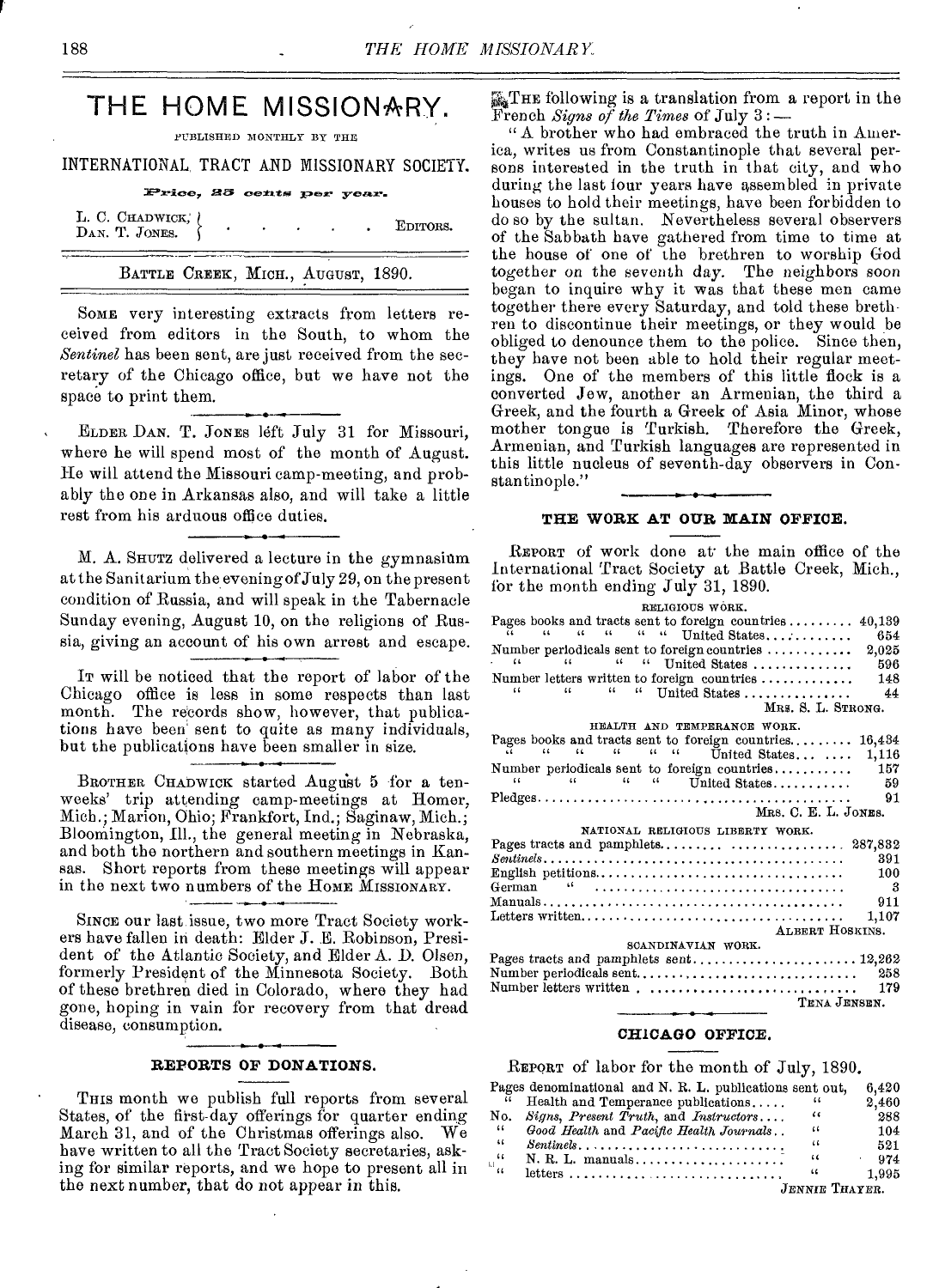# THE HOME MISSIONARY.

PUBLISHED MONTHLY BY THE

INTERNATIONAL TRACT AND MISSIONARY SOCIETY.

*Price, 25 cents per year.*

L. C. CHADWICK, DAN. T. JONES. . . . . . EDITORS.

BATTLE CREEK, MICH., AUGUST, 1890.

SOME very interesting extracts from letters received from editors in the South, to whom the *Sentinel* has been sent, are just received from the secretary of the Chicago office, but we have not the space to print them.

ELDER DAN. T. JONES left July 31 for Missouri, where he will spend most of the month of August. He will attend the Missouri camp-meeting, and probably the one in Arkansas also, and will take a little rest from his arduous office duties.

M. A. SHUTZ delivered a lecture in the gymnasium at the Sanitarium the evening of July 29, on the present condition of Russia, and will speak in the Tabernacle Sunday evening, August 10, on the religions of Russia, giving an account of his own arrest and escape.

IT will be noticed that the report of labor of the Chicago office is less in some respects than last month. The records show, however, that publications have been sent to quite as many individuals, but the publications have been smaller in size.

BROTHER CHADWICK started August 5 for a ten-weeks' trip attending camp-meetings at Homer, Mich.; Marion, Ohio; Frankfort, Ind.; Saginaw, Mich.; Bloomington, Ill., the general meeting in Nebraska, and both the northern and southern meetings in Kansas. Short reports from these meetings will appear in the next two numbers of the HOME MISSIONARY.

SINCE our last issue, two more Tract Society workers have fallen in death: Elder J. E. Robinson, President of the Atlantic Society, and Elder A. D. Olsen, formerly President of the Minnesota Society. Both of these brethren died in Colorado, where they had gone, hoping in vain for recovery from that dread disease, consumption.

### REPORTS OF DONATIONS.

THIS month we publish full reports from several States, of the first-day offerings for quarter ending March 31, and of the Christmas offerings also. We have written to all the Tract Society secretaries, asking for similar reports, and we hope to present all in the next number, that do not appear in this.

THE following is a translation from a report in the French *Signs of the Times* of July 3:—

"A brother who had embraced the truth in America, writes us from Constantinople that several persons interested in the truth in that city, and who during the last four years have assembled in private houses to hold their meetings, have been forbidden to do so by the sultan. Nevertheless several observers of the Sabbath have gathered from time to time at the house of one of the brethren to worship God together on the seventh day. The neighbors soon began to inquire why it was that these men came together there every Saturday, and told these brethren to discontinue their meetings, or they would be obliged to denounce them to the police. Since then, they have not been able to hold their regular meetings. One of the members of this little flock is a converted Jew, another an Armenian, the third a Greek, and the fourth a Greek of Asia Minor, whose mother tongue is Turkish. Therefore the Greek, Armenian, and Turkish languages are represented in this little nucleus of seventh-day observers in Constantinople."

### THE WORK AT OUR MAIN OFFICE.

REPORT of work done at the main office of the International Tract Society at Battle Creek, Mich., for the month ending July 31, 1890.

RELIGIOUS WORK.

| | |
|---|---|
| Pages books and tracts sent to foreign countries | 40,139 |
| " " " " " " United States | 654 |
| Number periodicals sent to foreign countries | 2,025 |
| " " " " United States | 596 |
| Number letters written to foreign countries | 148 |
| " " " " United States | 44 |

MRS. S. L. STRONG.

HEALTH AND TEMPERANCE WORK.

| | |
|---|---|
| Pages books and tracts sent to foreign countries | 16,434 |
| " " " " " " United States | 1,116 |
| Number periodicals sent to foreign countries | 157 |
| " " " " United States | 59 |
| Pledges | 91 |

MRS. C. E. L. JONES.

NATIONAL RELIGIOUS LIBERTY WORK.

| | |
|---|---|
| Pages tracts and pamphlets | 287,832 |
| *Sentinels* | 391 |
| English petitions | 100 |
| German " | 3 |
| Manuals | 911 |
| Letters written | 1,107 |

ALBERT HOSKINS.

SCANDINAVIAN WORK.

| | |
|---|---|
| Pages tracts and pamphlets sent | 12,262 |
| Number periodicals sent | 258 |
| Number letters written | 179 |

TENA JENSEN.

### CHICAGO OFFICE.

REPORT of labor for the month of July, 1890.

| | | |
|---|---|---|
| Pages denominational and N. R. L. publications sent out, | | 6,420 |
| " Health and Temperance publications | " | 2,460 |
| No. *Signs, Present Truth,* and *Instructors* | " | 288 |
| " *Good Health* and *Pacific Health Journals* | " | 104 |
| " *Sentinels* | " | 521 |
| " N. R. L. manuals | " | 974 |
| " letters | " | 1,995 |

JENNIE THAYER.